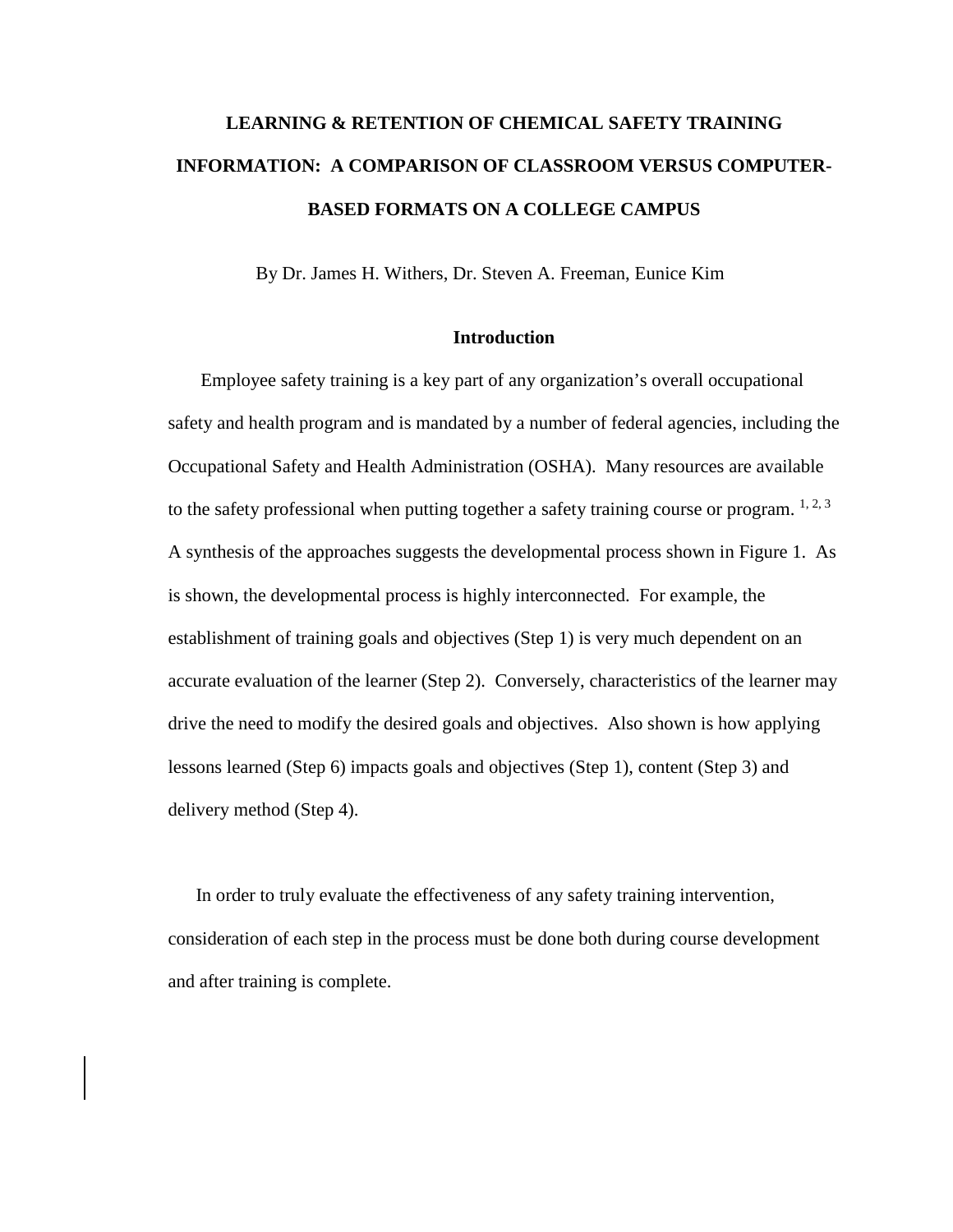# LEARNING & RETENTION OF CHEMICAL SAFETY TRAINING INFORMATION: A COMPARISON OF CLASSROOM VERSUS COMPUTER-BASED FORMATS ON A COLLEGE CAMPUS

By Dr. James H. Withers, Dr. Steven A. Freeman, Eunice Kim

## Introduction

Employee safety training is a key part of any organization's overall occupational safety and health program and is mandated by a number of federal agencies, including the Occupational Safety and Health Administration (OSHA). Many resources are available to the safety professional when putting together a safety training course or program. [1, 2, 3] A synthesis of the approaches suggests the developmental process shown in Figure 1. As is shown, the developmental process is highly interconnected. For example, the establishment of training goals and objectives (Step 1) is very much dependent on an accurate evaluation of the learner (Step 2). Conversely, characteristics of the learner may drive the need to modify the desired goals and objectives. Also shown is how applying lessons learned (Step 6) impacts goals and objectives (Step 1), content (Step 3) and delivery method (Step 4).

In order to truly evaluate the effectiveness of any safety training intervention, consideration of each step in the process must be done both during course development and after training is complete.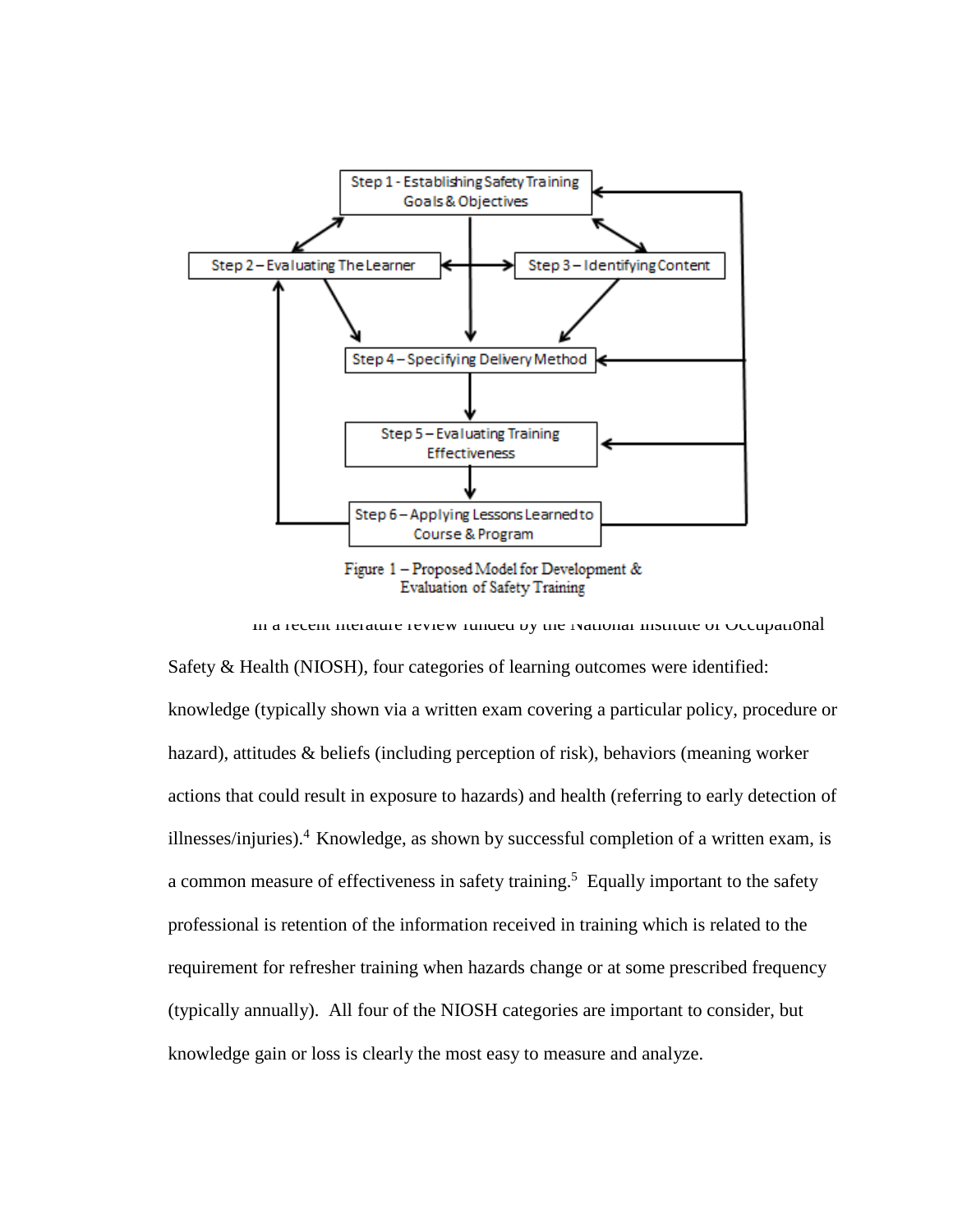Step 1 - Establishing Safety Training Goals & Objectives

Step 2 – Evaluating The Learner

Step 3 – Identifying Content

Step 4 – Specifying Delivery Method

Step 5 – Evaluating Training Effectiveness

Step 6 – Applying Lessons Learned to Course & Program

Figure 1 – Proposed Model for Development & Evaluation of Safety Training

In a recent literature review funded by the National Institute of Occupational Safety & Health (NIOSH), four categories of learning outcomes were identified: knowledge (typically shown via a written exam covering a particular policy, procedure or hazard), attitudes & beliefs (including perception of risk), behaviors (meaning worker actions that could result in exposure to hazards) and health (referring to early detection of illnesses/injuries).[4] Knowledge, as shown by successful completion of a written exam, is a common measure of effectiveness in safety training.[5] Equally important to the safety professional is retention of the information received in training which is related to the requirement for refresher training when hazards change or at some prescribed frequency (typically annually). All four of the NIOSH categories are important to consider, but knowledge gain or loss is clearly the most easy to measure and analyze.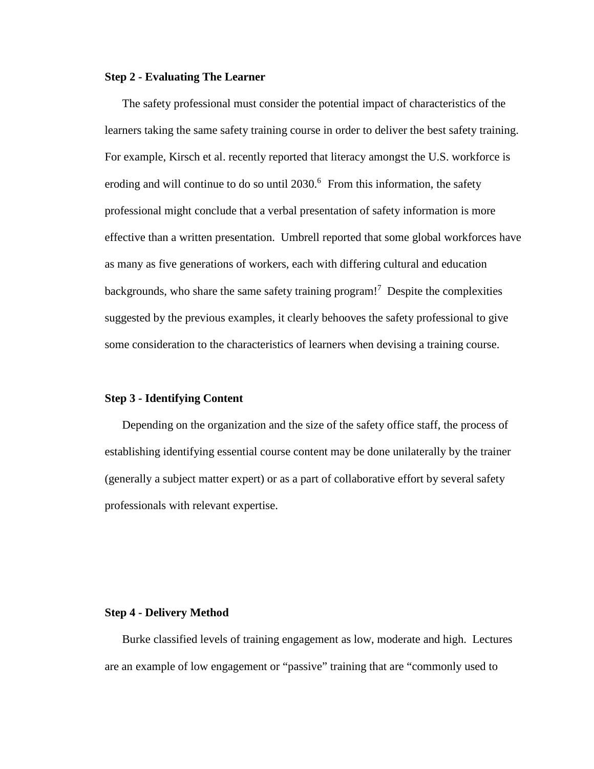**Step 2 - Evaluating The Learner**

The safety professional must consider the potential impact of characteristics of the learners taking the same safety training course in order to deliver the best safety training. For example, Kirsch et al. recently reported that literacy amongst the U.S. workforce is eroding and will continue to do so until 2030.[6] From this information, the safety professional might conclude that a verbal presentation of safety information is more effective than a written presentation. Umbrell reported that some global workforces have as many as five generations of workers, each with differing cultural and education backgrounds, who share the same safety training program![7] Despite the complexities suggested by the previous examples, it clearly behooves the safety professional to give some consideration to the characteristics of learners when devising a training course.

**Step 3 - Identifying Content**

Depending on the organization and the size of the safety office staff, the process of establishing identifying essential course content may be done unilaterally by the trainer (generally a subject matter expert) or as a part of collaborative effort by several safety professionals with relevant expertise.

**Step 4 - Delivery Method**

Burke classified levels of training engagement as low, moderate and high. Lectures are an example of low engagement or "passive" training that are "commonly used to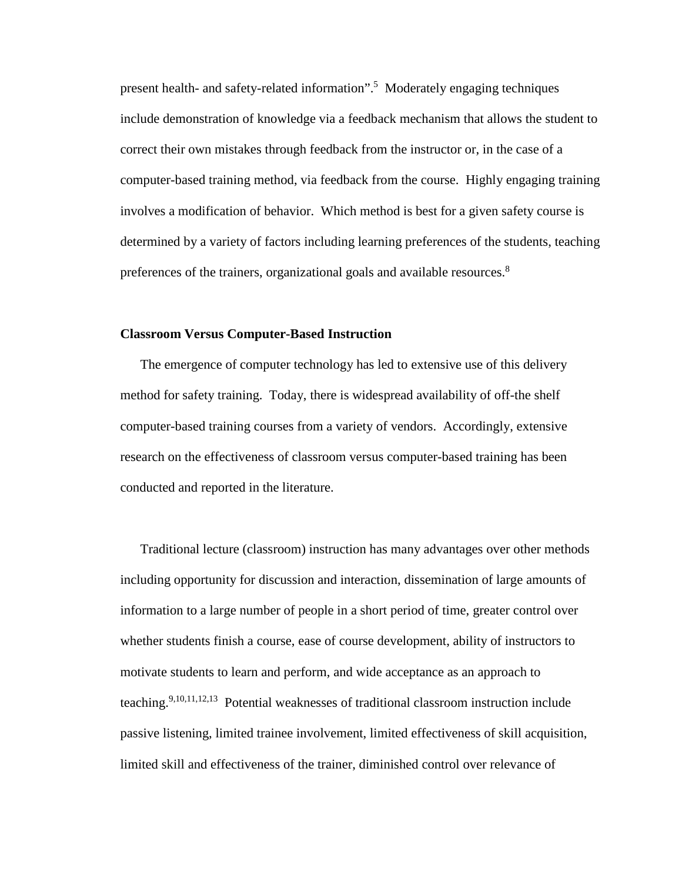present health- and safety-related information".[5] Moderately engaging techniques include demonstration of knowledge via a feedback mechanism that allows the student to correct their own mistakes through feedback from the instructor or, in the case of a computer-based training method, via feedback from the course. Highly engaging training involves a modification of behavior. Which method is best for a given safety course is determined by a variety of factors including learning preferences of the students, teaching preferences of the trainers, organizational goals and available resources.[8]

## Classroom Versus Computer-Based Instruction

The emergence of computer technology has led to extensive use of this delivery method for safety training. Today, there is widespread availability of off-the shelf computer-based training courses from a variety of vendors. Accordingly, extensive research on the effectiveness of classroom versus computer-based training has been conducted and reported in the literature.

Traditional lecture (classroom) instruction has many advantages over other methods including opportunity for discussion and interaction, dissemination of large amounts of information to a large number of people in a short period of time, greater control over whether students finish a course, ease of course development, ability of instructors to motivate students to learn and perform, and wide acceptance as an approach to teaching.[9,10,11,12,13] Potential weaknesses of traditional classroom instruction include passive listening, limited trainee involvement, limited effectiveness of skill acquisition, limited skill and effectiveness of the trainer, diminished control over relevance of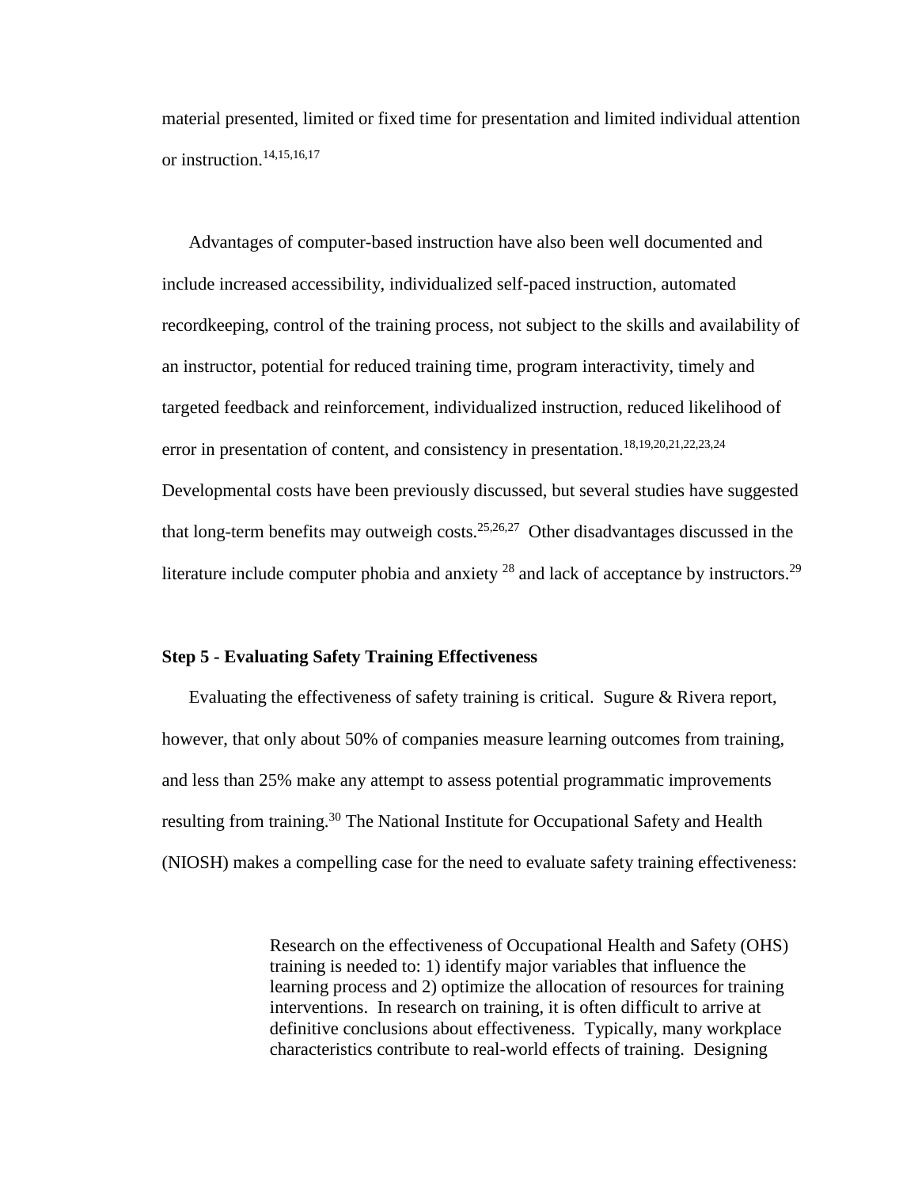material presented, limited or fixed time for presentation and limited individual attention or instruction.[14,15,16,17]

Advantages of computer-based instruction have also been well documented and include increased accessibility, individualized self-paced instruction, automated recordkeeping, control of the training process, not subject to the skills and availability of an instructor, potential for reduced training time, program interactivity, timely and targeted feedback and reinforcement, individualized instruction, reduced likelihood of error in presentation of content, and consistency in presentation.[18,19,20,21,22,23,24] Developmental costs have been previously discussed, but several studies have suggested that long-term benefits may outweigh costs.[25,26,27] Other disadvantages discussed in the literature include computer phobia and anxiety [28] and lack of acceptance by instructors.[29]

**Step 5 - Evaluating Safety Training Effectiveness**

Evaluating the effectiveness of safety training is critical. Sugure & Rivera report, however, that only about 50% of companies measure learning outcomes from training, and less than 25% make any attempt to assess potential programmatic improvements resulting from training.[30] The National Institute for Occupational Safety and Health (NIOSH) makes a compelling case for the need to evaluate safety training effectiveness:

> Research on the effectiveness of Occupational Health and Safety (OHS) training is needed to: 1) identify major variables that influence the learning process and 2) optimize the allocation of resources for training interventions. In research on training, it is often difficult to arrive at definitive conclusions about effectiveness. Typically, many workplace characteristics contribute to real-world effects of training. Designing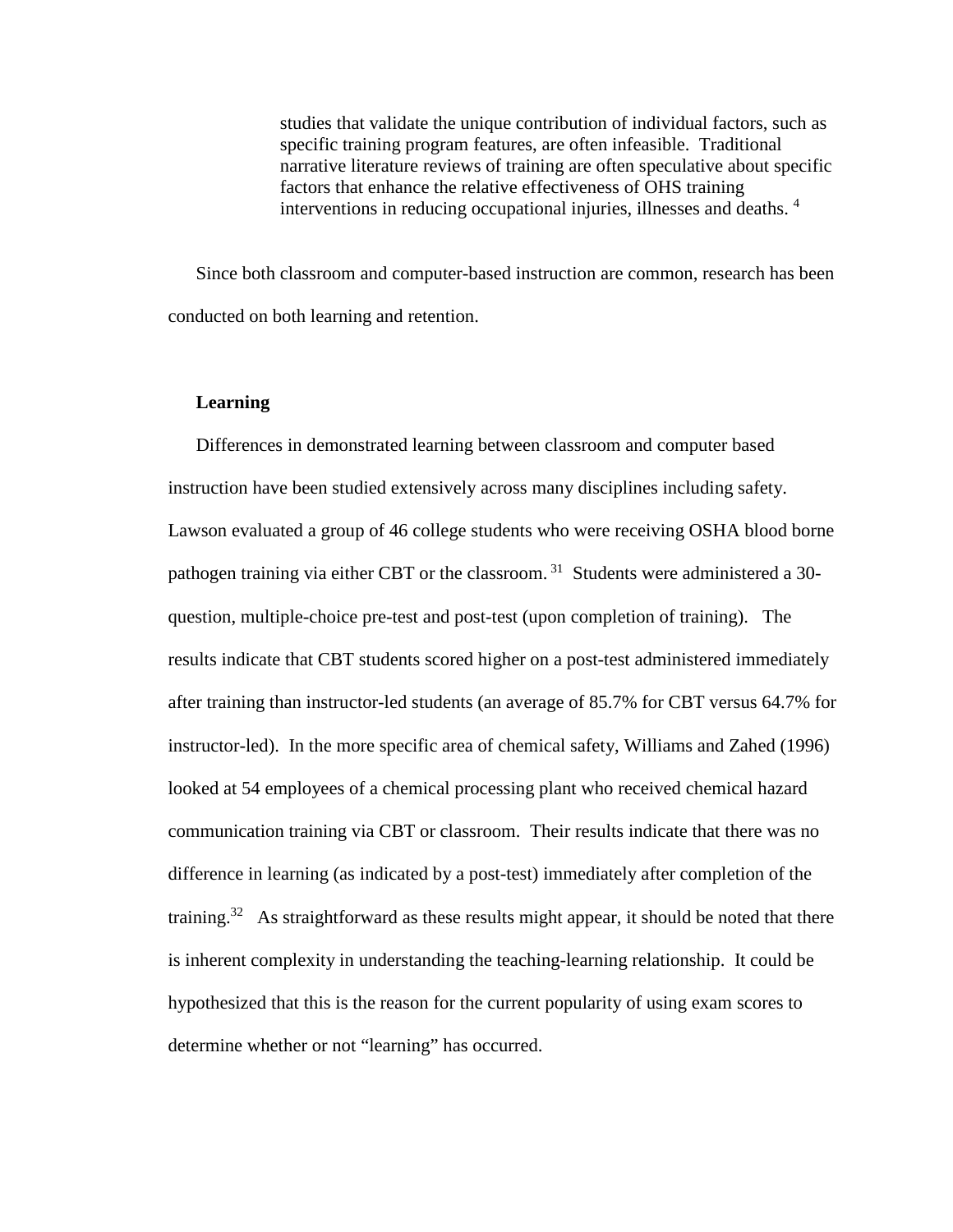> studies that validate the unique contribution of individual factors, such as specific training program features, are often infeasible. Traditional narrative literature reviews of training are often speculative about specific factors that enhance the relative effectiveness of OHS training interventions in reducing occupational injuries, illnesses and deaths. [4]

Since both classroom and computer-based instruction are common, research has been conducted on both learning and retention.

**Learning**

Differences in demonstrated learning between classroom and computer based instruction have been studied extensively across many disciplines including safety. Lawson evaluated a group of 46 college students who were receiving OSHA blood borne pathogen training via either CBT or the classroom. [31] Students were administered a 30-question, multiple-choice pre-test and post-test (upon completion of training). The results indicate that CBT students scored higher on a post-test administered immediately after training than instructor-led students (an average of 85.7% for CBT versus 64.7% for instructor-led). In the more specific area of chemical safety, Williams and Zahed (1996) looked at 54 employees of a chemical processing plant who received chemical hazard communication training via CBT or classroom. Their results indicate that there was no difference in learning (as indicated by a post-test) immediately after completion of the training.[32] As straightforward as these results might appear, it should be noted that there is inherent complexity in understanding the teaching-learning relationship. It could be hypothesized that this is the reason for the current popularity of using exam scores to determine whether or not "learning" has occurred.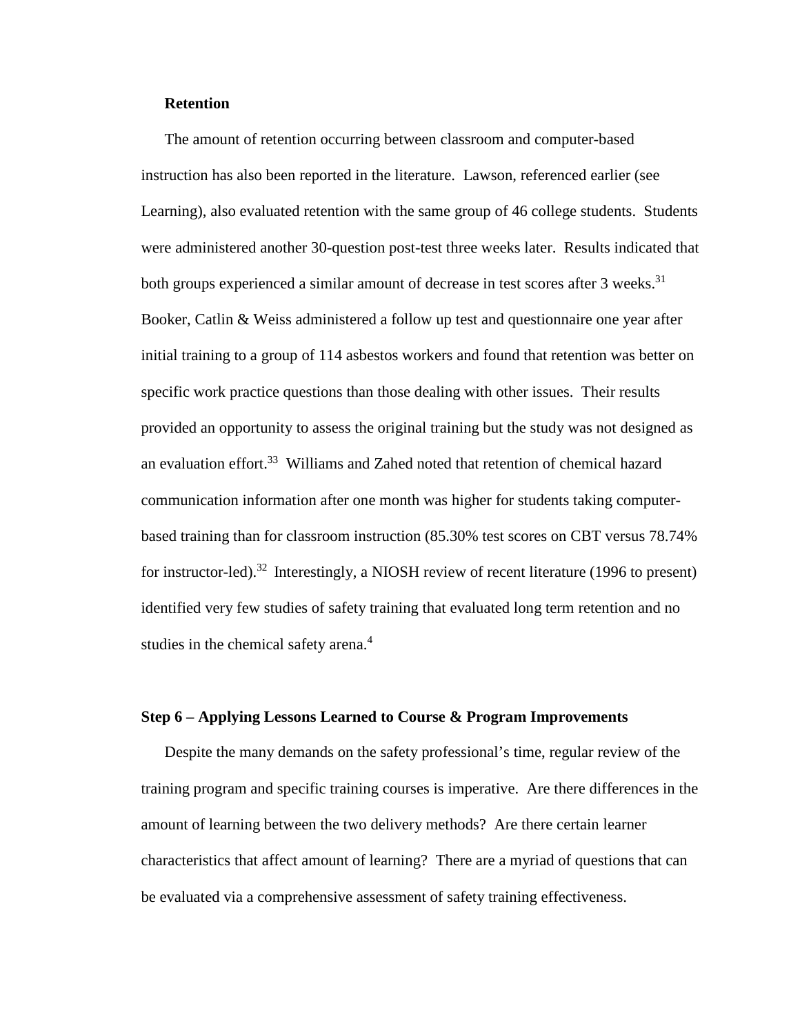### Retention

The amount of retention occurring between classroom and computer-based instruction has also been reported in the literature. Lawson, referenced earlier (see Learning), also evaluated retention with the same group of 46 college students. Students were administered another 30-question post-test three weeks later. Results indicated that both groups experienced a similar amount of decrease in test scores after 3 weeks.[31] Booker, Catlin & Weiss administered a follow up test and questionnaire one year after initial training to a group of 114 asbestos workers and found that retention was better on specific work practice questions than those dealing with other issues. Their results provided an opportunity to assess the original training but the study was not designed as an evaluation effort.[33] Williams and Zahed noted that retention of chemical hazard communication information after one month was higher for students taking computer-based training than for classroom instruction (85.30% test scores on CBT versus 78.74% for instructor-led).[32] Interestingly, a NIOSH review of recent literature (1996 to present) identified very few studies of safety training that evaluated long term retention and no studies in the chemical safety arena.[4]

## Step 6 – Applying Lessons Learned to Course & Program Improvements

Despite the many demands on the safety professional's time, regular review of the training program and specific training courses is imperative. Are there differences in the amount of learning between the two delivery methods? Are there certain learner characteristics that affect amount of learning? There are a myriad of questions that can be evaluated via a comprehensive assessment of safety training effectiveness.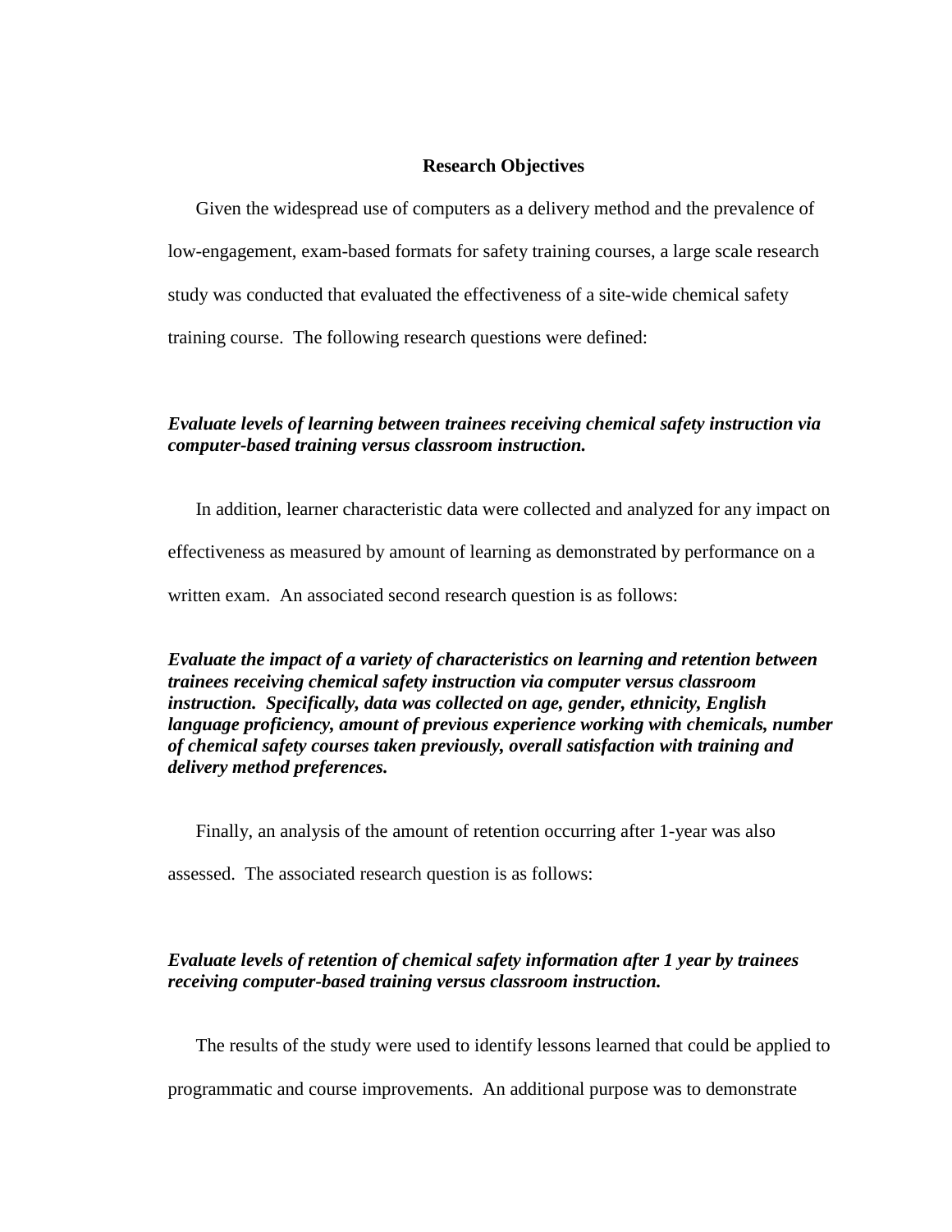## Research Objectives

Given the widespread use of computers as a delivery method and the prevalence of low-engagement, exam-based formats for safety training courses, a large scale research study was conducted that evaluated the effectiveness of a site-wide chemical safety training course. The following research questions were defined:

***Evaluate levels of learning between trainees receiving chemical safety instruction via computer-based training versus classroom instruction.***

In addition, learner characteristic data were collected and analyzed for any impact on effectiveness as measured by amount of learning as demonstrated by performance on a written exam. An associated second research question is as follows:

***Evaluate the impact of a variety of characteristics on learning and retention between trainees receiving chemical safety instruction via computer versus classroom instruction. Specifically, data was collected on age, gender, ethnicity, English language proficiency, amount of previous experience working with chemicals, number of chemical safety courses taken previously, overall satisfaction with training and delivery method preferences.***

Finally, an analysis of the amount of retention occurring after 1-year was also assessed. The associated research question is as follows:

***Evaluate levels of retention of chemical safety information after 1 year by trainees receiving computer-based training versus classroom instruction.***

The results of the study were used to identify lessons learned that could be applied to programmatic and course improvements. An additional purpose was to demonstrate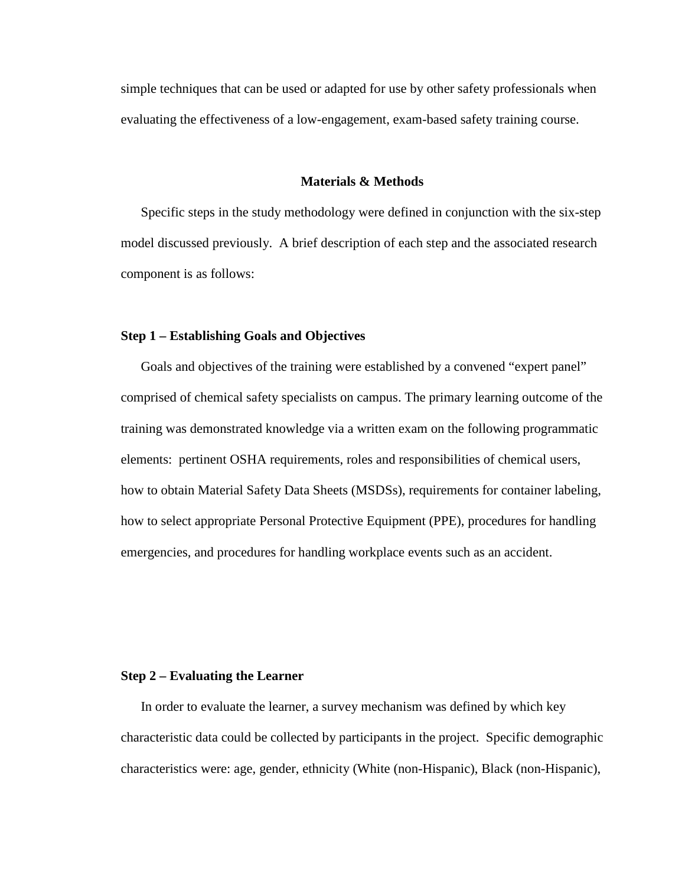simple techniques that can be used or adapted for use by other safety professionals when evaluating the effectiveness of a low-engagement, exam-based safety training course.

## Materials & Methods

Specific steps in the study methodology were defined in conjunction with the six-step model discussed previously. A brief description of each step and the associated research component is as follows:

### Step 1 – Establishing Goals and Objectives

Goals and objectives of the training were established by a convened "expert panel" comprised of chemical safety specialists on campus. The primary learning outcome of the training was demonstrated knowledge via a written exam on the following programmatic elements: pertinent OSHA requirements, roles and responsibilities of chemical users, how to obtain Material Safety Data Sheets (MSDSs), requirements for container labeling, how to select appropriate Personal Protective Equipment (PPE), procedures for handling emergencies, and procedures for handling workplace events such as an accident.

### Step 2 – Evaluating the Learner

In order to evaluate the learner, a survey mechanism was defined by which key characteristic data could be collected by participants in the project. Specific demographic characteristics were: age, gender, ethnicity (White (non-Hispanic), Black (non-Hispanic),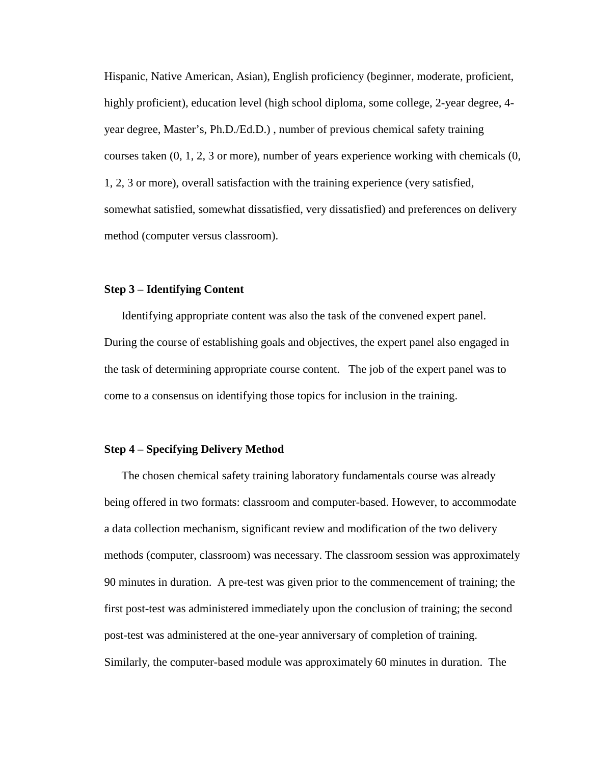Hispanic, Native American, Asian), English proficiency (beginner, moderate, proficient, highly proficient), education level (high school diploma, some college, 2-year degree, 4-year degree, Master's, Ph.D./Ed.D.) , number of previous chemical safety training courses taken (0, 1, 2, 3 or more), number of years experience working with chemicals (0, 1, 2, 3 or more), overall satisfaction with the training experience (very satisfied, somewhat satisfied, somewhat dissatisfied, very dissatisfied) and preferences on delivery method (computer versus classroom).

**Step 3 – Identifying Content**

Identifying appropriate content was also the task of the convened expert panel. During the course of establishing goals and objectives, the expert panel also engaged in the task of determining appropriate course content. The job of the expert panel was to come to a consensus on identifying those topics for inclusion in the training.

**Step 4 – Specifying Delivery Method**

The chosen chemical safety training laboratory fundamentals course was already being offered in two formats: classroom and computer-based. However, to accommodate a data collection mechanism, significant review and modification of the two delivery methods (computer, classroom) was necessary. The classroom session was approximately 90 minutes in duration. A pre-test was given prior to the commencement of training; the first post-test was administered immediately upon the conclusion of training; the second post-test was administered at the one-year anniversary of completion of training. Similarly, the computer-based module was approximately 60 minutes in duration. The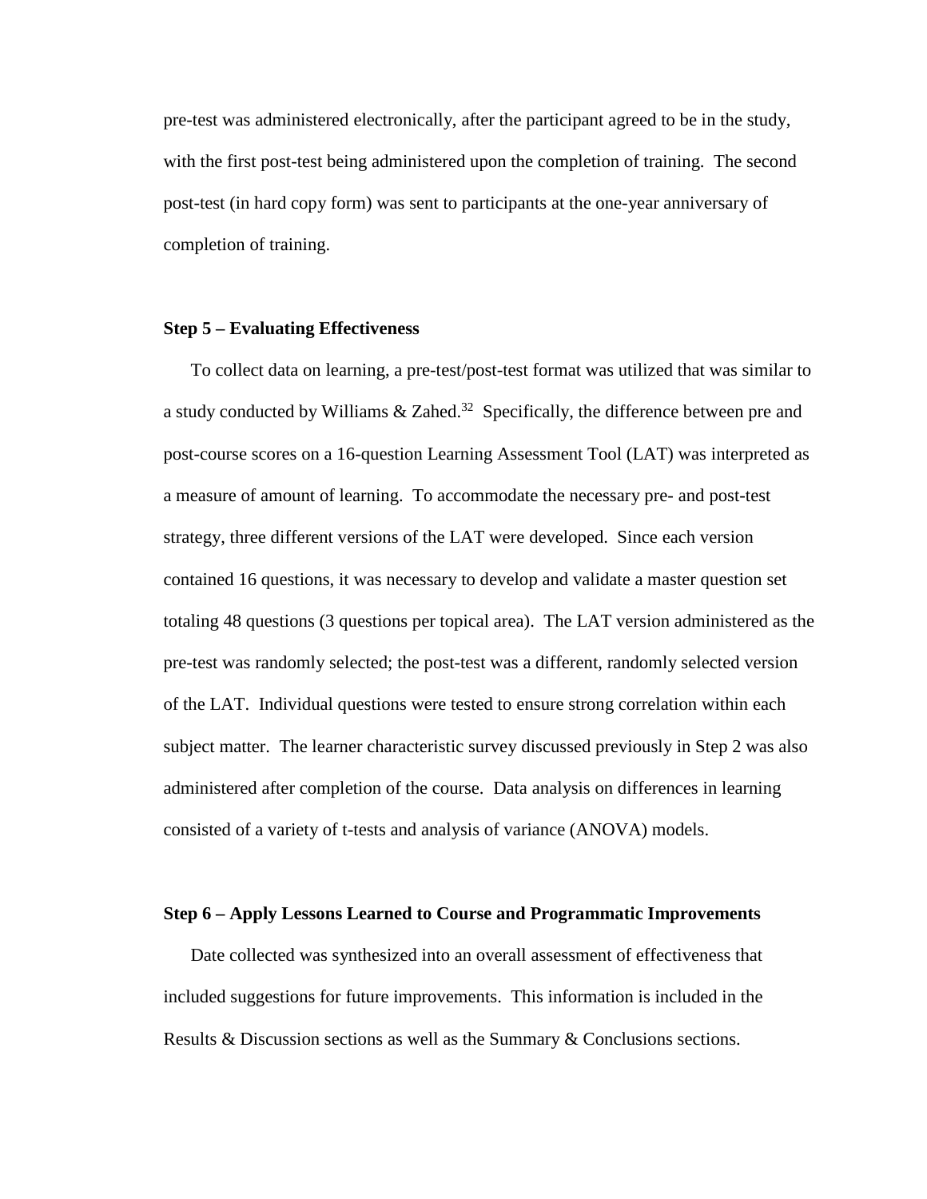pre-test was administered electronically, after the participant agreed to be in the study, with the first post-test being administered upon the completion of training. The second post-test (in hard copy form) was sent to participants at the one-year anniversary of completion of training.

### Step 5 – Evaluating Effectiveness

To collect data on learning, a pre-test/post-test format was utilized that was similar to a study conducted by Williams & Zahed.[32] Specifically, the difference between pre and post-course scores on a 16-question Learning Assessment Tool (LAT) was interpreted as a measure of amount of learning. To accommodate the necessary pre- and post-test strategy, three different versions of the LAT were developed. Since each version contained 16 questions, it was necessary to develop and validate a master question set totaling 48 questions (3 questions per topical area). The LAT version administered as the pre-test was randomly selected; the post-test was a different, randomly selected version of the LAT. Individual questions were tested to ensure strong correlation within each subject matter. The learner characteristic survey discussed previously in Step 2 was also administered after completion of the course. Data analysis on differences in learning consisted of a variety of t-tests and analysis of variance (ANOVA) models.

### Step 6 – Apply Lessons Learned to Course and Programmatic Improvements

Date collected was synthesized into an overall assessment of effectiveness that included suggestions for future improvements. This information is included in the Results & Discussion sections as well as the Summary & Conclusions sections.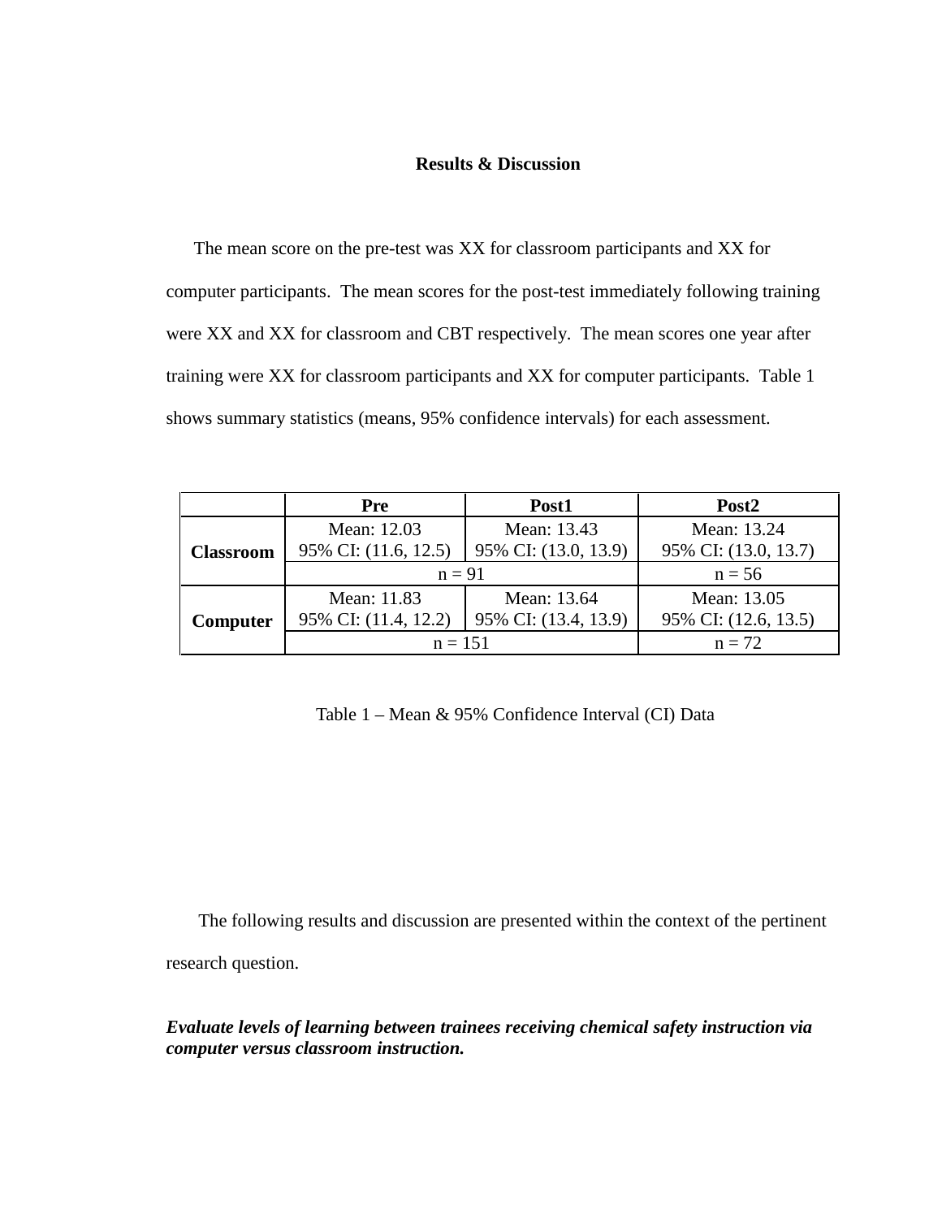## Results & Discussion

The mean score on the pre-test was XX for classroom participants and XX for computer participants. The mean scores for the post-test immediately following training were XX and XX for classroom and CBT respectively. The mean scores one year after training were XX for classroom participants and XX for computer participants. Table 1 shows summary statistics (means, 95% confidence intervals) for each assessment.

| | **Pre** | **Post1** | **Post2** |
|---|---|---|---|
| **Classroom** | Mean: 12.03<br>95% CI: (11.6, 12.5) | Mean: 13.43<br>95% CI: (13.0, 13.9) | Mean: 13.24<br>95% CI: (13.0, 13.7) |
| | n = 91 | | n = 56 |
| **Computer** | Mean: 11.83<br>95% CI: (11.4, 12.2) | Mean: 13.64<br>95% CI: (13.4, 13.9) | Mean: 13.05<br>95% CI: (12.6, 13.5) |
| | n = 151 | | n = 72 |

Table 1 – Mean & 95% Confidence Interval (CI) Data

The following results and discussion are presented within the context of the pertinent research question.

***Evaluate levels of learning between trainees receiving chemical safety instruction via computer versus classroom instruction.***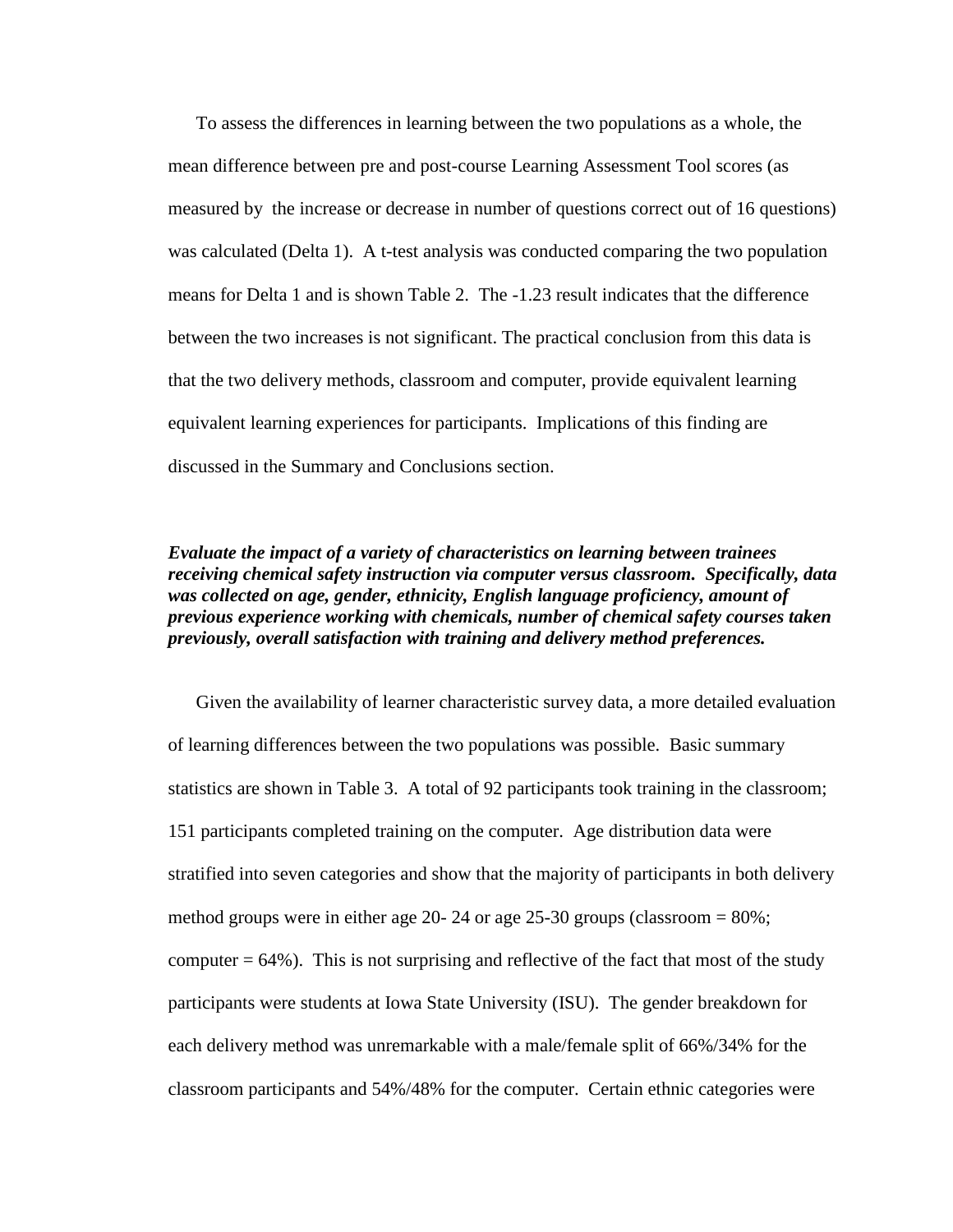To assess the differences in learning between the two populations as a whole, the mean difference between pre and post-course Learning Assessment Tool scores (as measured by the increase or decrease in number of questions correct out of 16 questions) was calculated (Delta 1). A t-test analysis was conducted comparing the two population means for Delta 1 and is shown Table 2. The -1.23 result indicates that the difference between the two increases is not significant. The practical conclusion from this data is that the two delivery methods, classroom and computer, provide equivalent learning equivalent learning experiences for participants. Implications of this finding are discussed in the Summary and Conclusions section.

***Evaluate the impact of a variety of characteristics on learning between trainees receiving chemical safety instruction via computer versus classroom. Specifically, data was collected on age, gender, ethnicity, English language proficiency, amount of previous experience working with chemicals, number of chemical safety courses taken previously, overall satisfaction with training and delivery method preferences.***

Given the availability of learner characteristic survey data, a more detailed evaluation of learning differences between the two populations was possible. Basic summary statistics are shown in Table 3. A total of 92 participants took training in the classroom; 151 participants completed training on the computer. Age distribution data were stratified into seven categories and show that the majority of participants in both delivery method groups were in either age 20- 24 or age 25-30 groups (classroom = 80%; computer = 64%). This is not surprising and reflective of the fact that most of the study participants were students at Iowa State University (ISU). The gender breakdown for each delivery method was unremarkable with a male/female split of 66%/34% for the classroom participants and 54%/48% for the computer. Certain ethnic categories were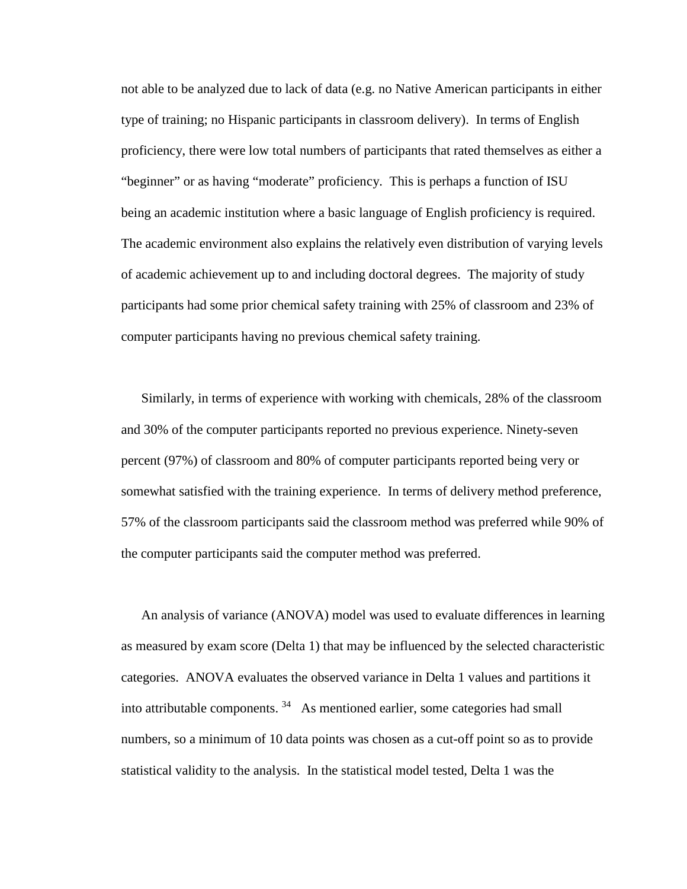not able to be analyzed due to lack of data (e.g. no Native American participants in either type of training; no Hispanic participants in classroom delivery). In terms of English proficiency, there were low total numbers of participants that rated themselves as either a "beginner" or as having "moderate" proficiency. This is perhaps a function of ISU being an academic institution where a basic language of English proficiency is required. The academic environment also explains the relatively even distribution of varying levels of academic achievement up to and including doctoral degrees. The majority of study participants had some prior chemical safety training with 25% of classroom and 23% of computer participants having no previous chemical safety training.

Similarly, in terms of experience with working with chemicals, 28% of the classroom and 30% of the computer participants reported no previous experience. Ninety-seven percent (97%) of classroom and 80% of computer participants reported being very or somewhat satisfied with the training experience. In terms of delivery method preference, 57% of the classroom participants said the classroom method was preferred while 90% of the computer participants said the computer method was preferred.

An analysis of variance (ANOVA) model was used to evaluate differences in learning as measured by exam score (Delta 1) that may be influenced by the selected characteristic categories. ANOVA evaluates the observed variance in Delta 1 values and partitions it into attributable components. [34] As mentioned earlier, some categories had small numbers, so a minimum of 10 data points was chosen as a cut-off point so as to provide statistical validity to the analysis. In the statistical model tested, Delta 1 was the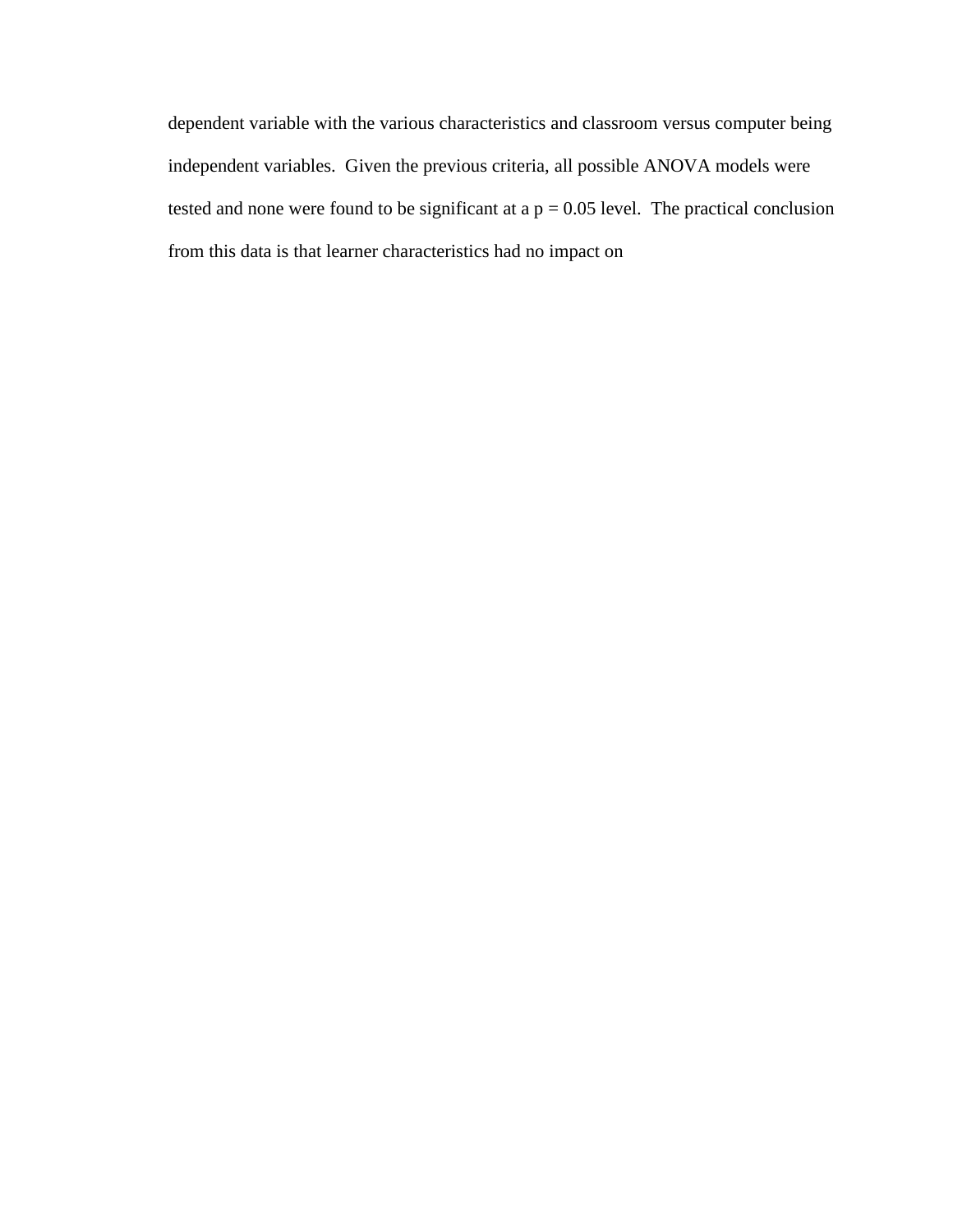dependent variable with the various characteristics and classroom versus computer being independent variables. Given the previous criteria, all possible ANOVA models were tested and none were found to be significant at a $p = 0.05$ level. The practical conclusion from this data is that learner characteristics had no impact on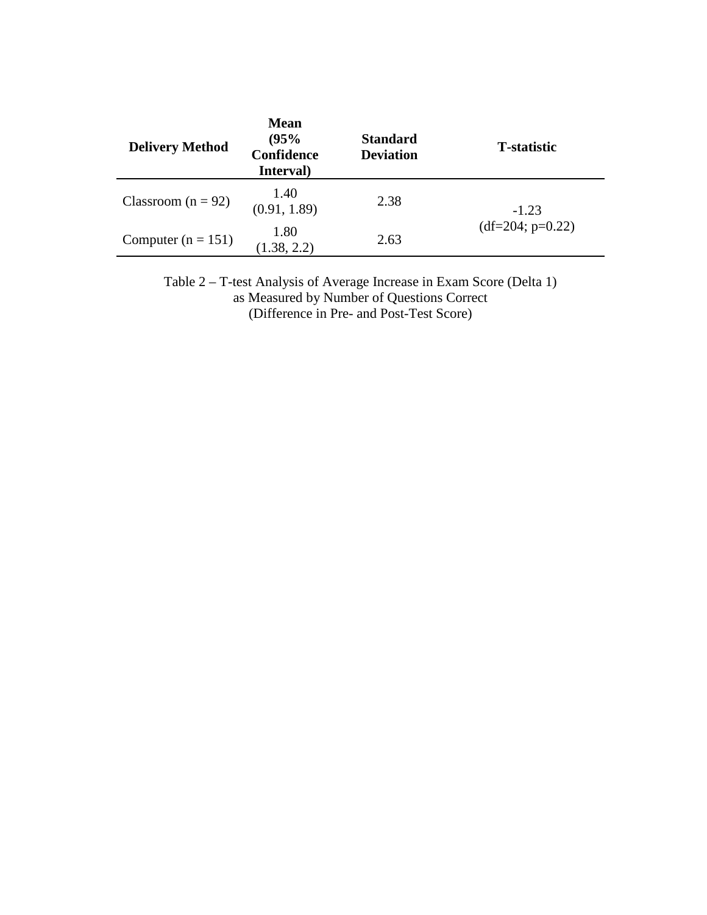| Delivery Method | Mean (95% Confidence Interval) | Standard Deviation | T-statistic |
| --- | --- | --- | --- |
| Classroom (n = 92) | 1.40 (0.91, 1.89) | 2.38 | -1.23 (df=204; p=0.22) |
| Computer (n = 151) | 1.80 (1.38, 2.2) | 2.63 | |

Table 2 – T-test Analysis of Average Increase in Exam Score (Delta 1) as Measured by Number of Questions Correct (Difference in Pre- and Post-Test Score)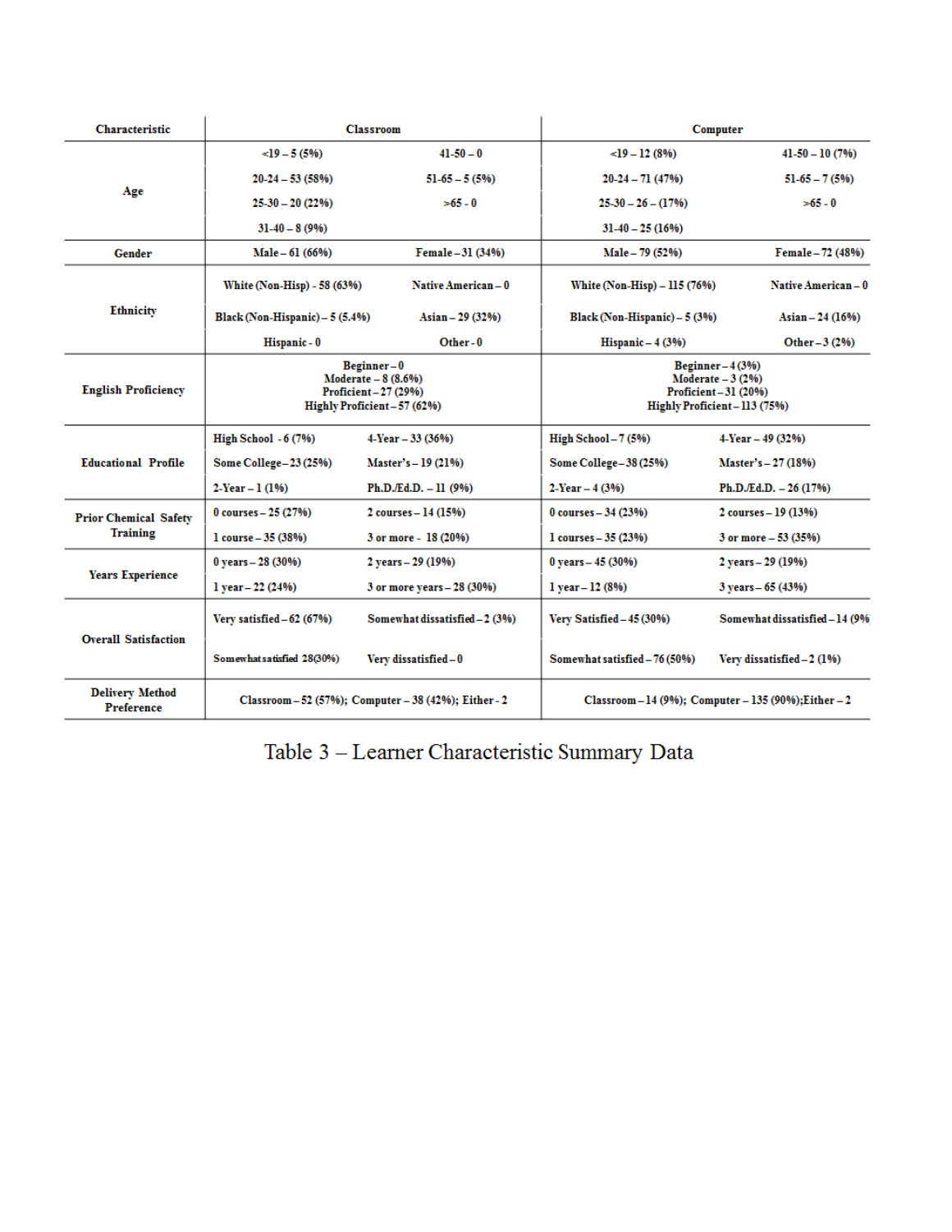| Characteristic | Classroom | | Computer | |
|---|---|---|---|---|
| Age | <19 – 5 (5%) | 41-50 – 0 | <19 – 12 (8%) | 41-50 – 10 (7%) |
| | 20-24 – 53 (58%) | 51-65 – 5 (5%) | 20-24 – 71 (47%) | 51-65 – 7 (5%) |
| | 25-30 – 20 (22%) | >65 - 0 | 25-30 – 26 – (17%) | >65 - 0 |
| | 31-40 – 8 (9%) | | 31-40 – 25 (16%) | |
| Gender | Male – 61 (66%) | Female – 31 (34%) | Male – 79 (52%) | Female – 72 (48%) |
| Ethnicity | White (Non-Hisp) - 58 (63%) | Native American – 0 | White (Non-Hisp) – 115 (76%) | Native American – 0 |
| | Black (Non-Hispanic) – 5 (5.4%) | Asian – 29 (32%) | Black (Non-Hispanic) – 5 (3%) | Asian – 24 (16%) |
| | Hispanic - 0 | Other - 0 | Hispanic – 4 (3%) | Other – 3 (2%) |
| English Proficiency | Beginner – 0<br>Moderate – 8 (8.6%)<br>Proficient – 27 (29%)<br>Highly Proficient – 57 (62%) | | Beginner – 4 (3%)<br>Moderate – 3 (2%)<br>Proficient – 31 (20%)<br>Highly Proficient – 113 (75%) | |
| Educational Profile | High School - 6 (7%) | 4-Year – 33 (36%) | High School – 7 (5%) | 4-Year – 49 (32%) |
| | Some College – 23 (25%) | Master's – 19 (21%) | Some College – 38 (25%) | Master's – 27 (18%) |
| | 2-Year – 1 (1%) | Ph.D./Ed.D. – 11 (9%) | 2-Year – 4 (3%) | Ph.D./Ed.D. – 26 (17%) |
| Prior Chemical Safety Training | 0 courses – 25 (27%) | 2 courses – 14 (15%) | 0 courses – 34 (23%) | 2 courses – 19 (13%) |
| | 1 course – 35 (38%) | 3 or more - 18 (20%) | 1 courses – 35 (23%) | 3 or more – 53 (35%) |
| Years Experience | 0 years – 28 (30%) | 2 years – 29 (19%) | 0 years – 45 (30%) | 2 years – 29 (19%) |
| | 1 year – 22 (24%) | 3 or more years – 28 (30%) | 1 year – 12 (8%) | 3 years – 65 (43%) |
| Overall Satisfaction | Very satisfied – 62 (67%) | Somewhat dissatisfied – 2 (3%) | Very Satisfied – 45 (30%) | Somewhat dissatisfied – 14 (9% |
| | Somewhat satisfied 28(30%) | Very dissatisfied – 0 | Somewhat satisfied – 76 (50%) | Very dissatisfied – 2 (1%) |
| Delivery Method Preference | Classroom – 52 (57%); Computer – 38 (42%); Either - 2 | | Classroom – 14 (9%); Computer – 135 (90%);Either – 2 | |

Table 3 – Learner Characteristic Summary Data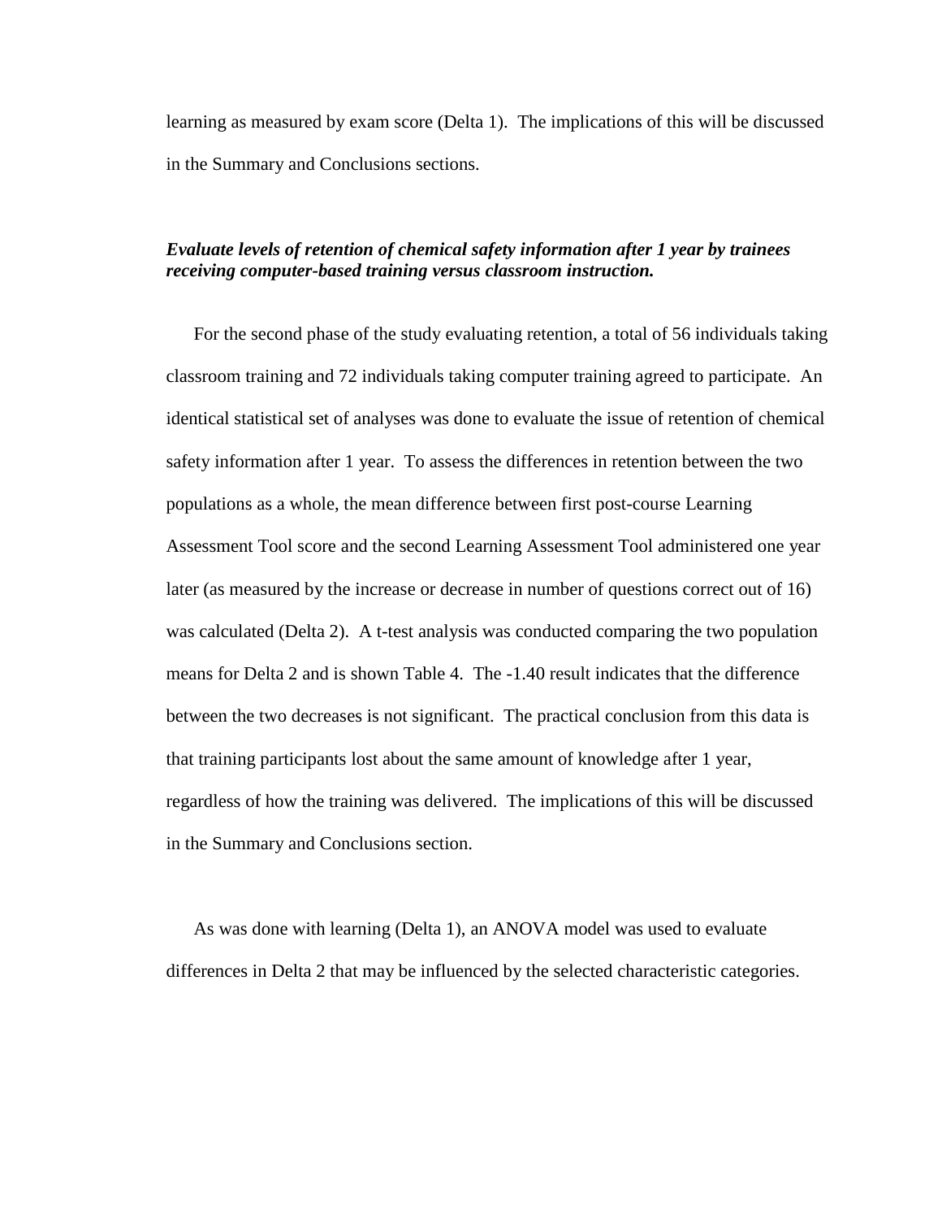learning as measured by exam score (Delta 1). The implications of this will be discussed in the Summary and Conclusions sections.

***Evaluate levels of retention of chemical safety information after 1 year by trainees receiving computer-based training versus classroom instruction.***

For the second phase of the study evaluating retention, a total of 56 individuals taking classroom training and 72 individuals taking computer training agreed to participate. An identical statistical set of analyses was done to evaluate the issue of retention of chemical safety information after 1 year. To assess the differences in retention between the two populations as a whole, the mean difference between first post-course Learning Assessment Tool score and the second Learning Assessment Tool administered one year later (as measured by the increase or decrease in number of questions correct out of 16) was calculated (Delta 2). A t-test analysis was conducted comparing the two population means for Delta 2 and is shown Table 4. The -1.40 result indicates that the difference between the two decreases is not significant. The practical conclusion from this data is that training participants lost about the same amount of knowledge after 1 year, regardless of how the training was delivered. The implications of this will be discussed in the Summary and Conclusions section.

As was done with learning (Delta 1), an ANOVA model was used to evaluate differences in Delta 2 that may be influenced by the selected characteristic categories.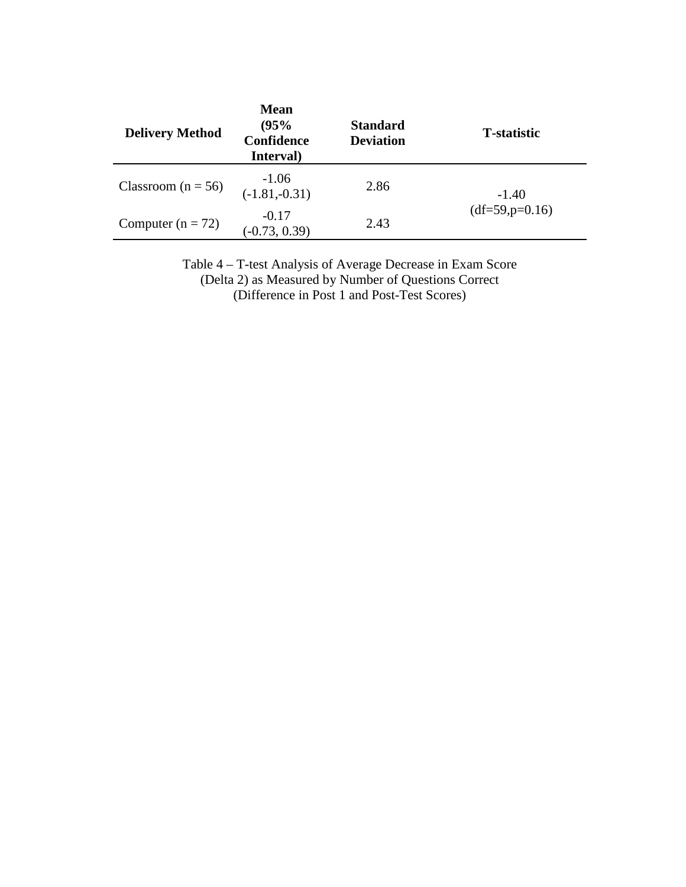| Delivery Method | Mean (95% Confidence Interval) | Standard Deviation | T-statistic |
|---|---|---|---|
| Classroom (n = 56) | -1.06 (-1.81,-0.31) | 2.86 | -1.40 (df=59,p=0.16) |
| Computer (n = 72) | -0.17 (-0.73, 0.39) | 2.43 | |

Table 4 – T-test Analysis of Average Decrease in Exam Score (Delta 2) as Measured by Number of Questions Correct (Difference in Post 1 and Post-Test Scores)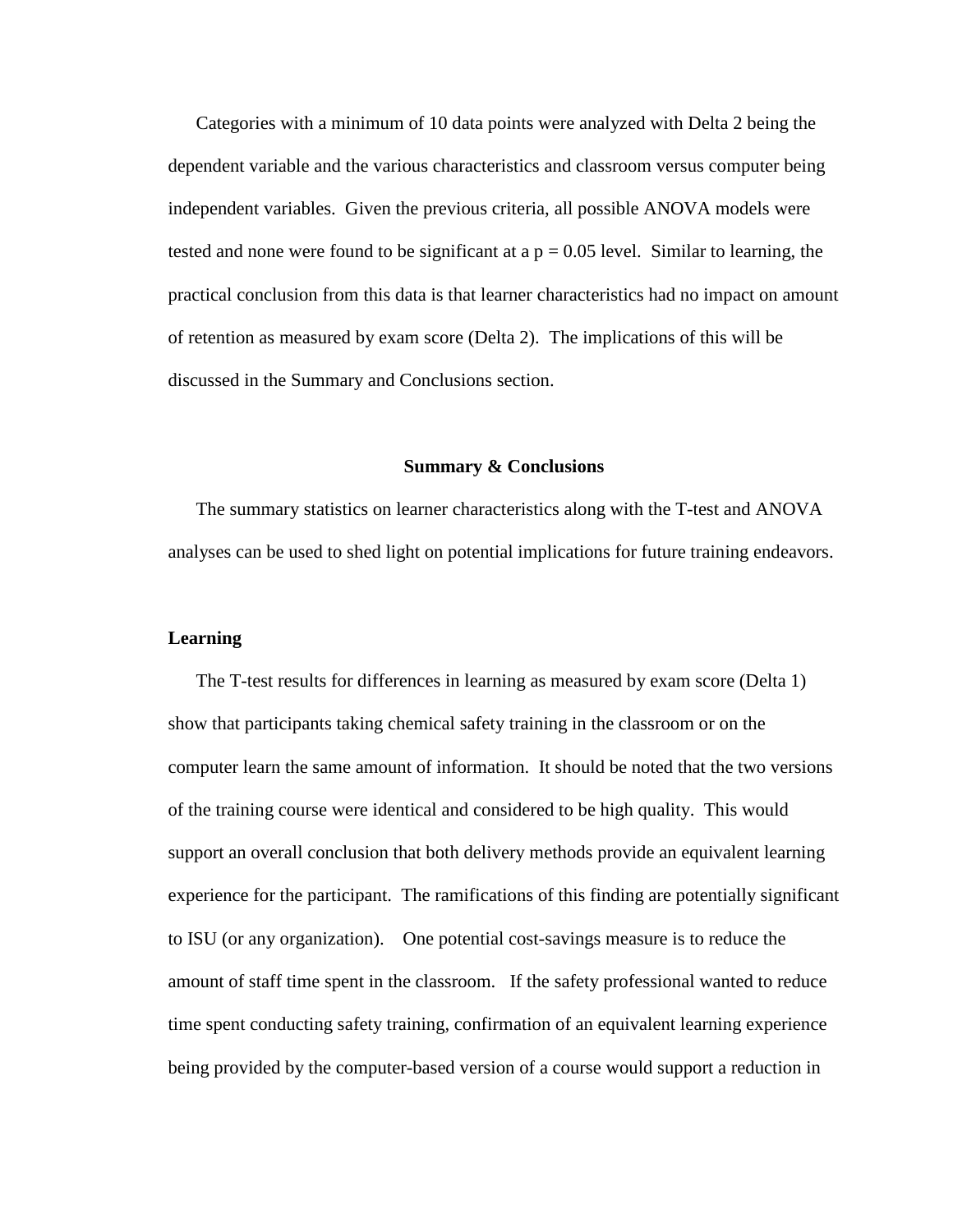Categories with a minimum of 10 data points were analyzed with Delta 2 being the dependent variable and the various characteristics and classroom versus computer being independent variables. Given the previous criteria, all possible ANOVA models were tested and none were found to be significant at a $p = 0.05$ level. Similar to learning, the practical conclusion from this data is that learner characteristics had no impact on amount of retention as measured by exam score (Delta 2). The implications of this will be discussed in the Summary and Conclusions section.

## Summary & Conclusions

The summary statistics on learner characteristics along with the T-test and ANOVA analyses can be used to shed light on potential implications for future training endeavors.

### Learning

The T-test results for differences in learning as measured by exam score (Delta 1) show that participants taking chemical safety training in the classroom or on the computer learn the same amount of information. It should be noted that the two versions of the training course were identical and considered to be high quality. This would support an overall conclusion that both delivery methods provide an equivalent learning experience for the participant. The ramifications of this finding are potentially significant to ISU (or any organization). One potential cost-savings measure is to reduce the amount of staff time spent in the classroom. If the safety professional wanted to reduce time spent conducting safety training, confirmation of an equivalent learning experience being provided by the computer-based version of a course would support a reduction in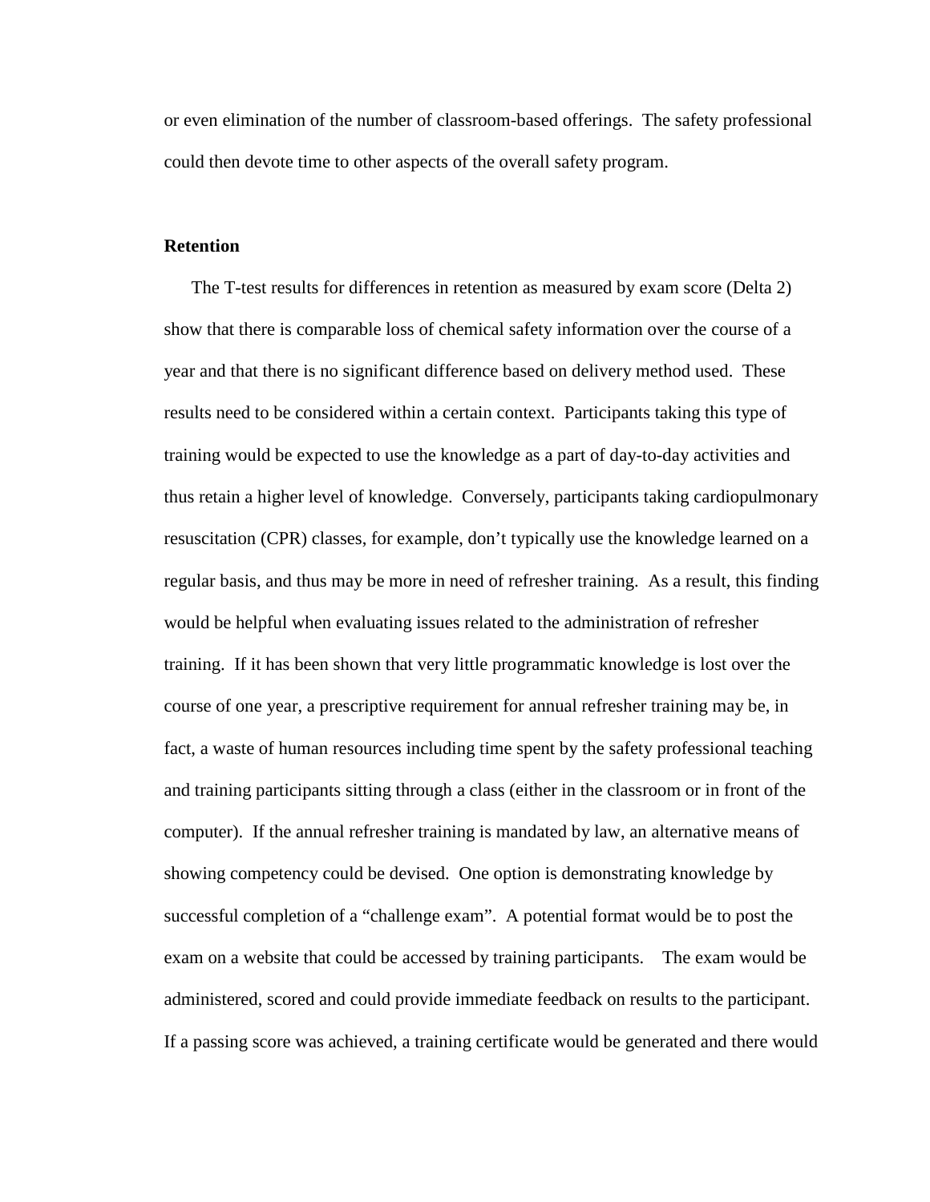or even elimination of the number of classroom-based offerings. The safety professional could then devote time to other aspects of the overall safety program.

**Retention**

The T-test results for differences in retention as measured by exam score (Delta 2) show that there is comparable loss of chemical safety information over the course of a year and that there is no significant difference based on delivery method used. These results need to be considered within a certain context. Participants taking this type of training would be expected to use the knowledge as a part of day-to-day activities and thus retain a higher level of knowledge. Conversely, participants taking cardiopulmonary resuscitation (CPR) classes, for example, don't typically use the knowledge learned on a regular basis, and thus may be more in need of refresher training. As a result, this finding would be helpful when evaluating issues related to the administration of refresher training. If it has been shown that very little programmatic knowledge is lost over the course of one year, a prescriptive requirement for annual refresher training may be, in fact, a waste of human resources including time spent by the safety professional teaching and training participants sitting through a class (either in the classroom or in front of the computer). If the annual refresher training is mandated by law, an alternative means of showing competency could be devised. One option is demonstrating knowledge by successful completion of a "challenge exam". A potential format would be to post the exam on a website that could be accessed by training participants. The exam would be administered, scored and could provide immediate feedback on results to the participant. If a passing score was achieved, a training certificate would be generated and there would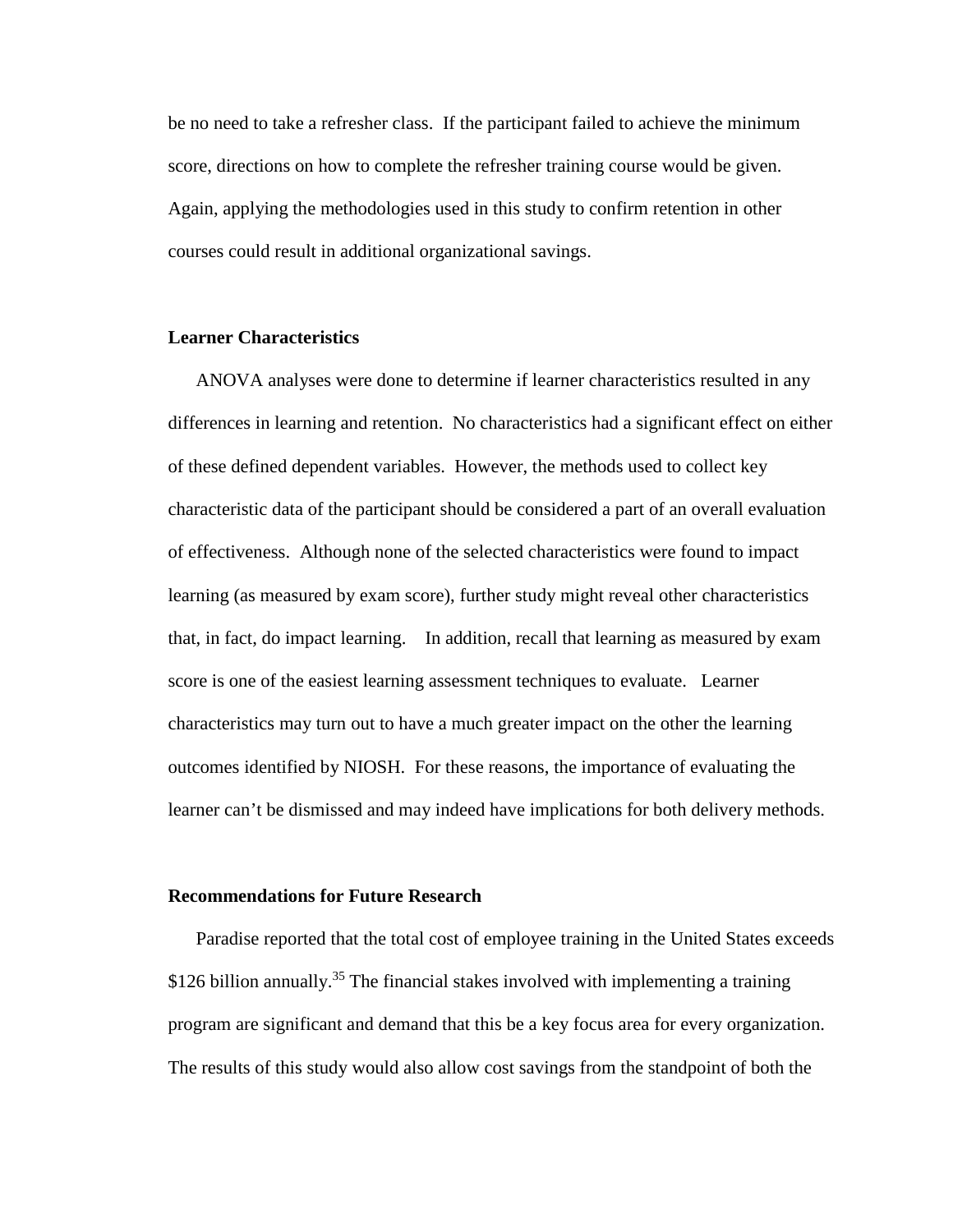be no need to take a refresher class. If the participant failed to achieve the minimum score, directions on how to complete the refresher training course would be given. Again, applying the methodologies used in this study to confirm retention in other courses could result in additional organizational savings.

### Learner Characteristics

ANOVA analyses were done to determine if learner characteristics resulted in any differences in learning and retention. No characteristics had a significant effect on either of these defined dependent variables. However, the methods used to collect key characteristic data of the participant should be considered a part of an overall evaluation of effectiveness. Although none of the selected characteristics were found to impact learning (as measured by exam score), further study might reveal other characteristics that, in fact, do impact learning. In addition, recall that learning as measured by exam score is one of the easiest learning assessment techniques to evaluate. Learner characteristics may turn out to have a much greater impact on the other the learning outcomes identified by NIOSH. For these reasons, the importance of evaluating the learner can't be dismissed and may indeed have implications for both delivery methods.

### Recommendations for Future Research

Paradise reported that the total cost of employee training in the United States exceeds $126 billion annually.[35] The financial stakes involved with implementing a training program are significant and demand that this be a key focus area for every organization. The results of this study would also allow cost savings from the standpoint of both the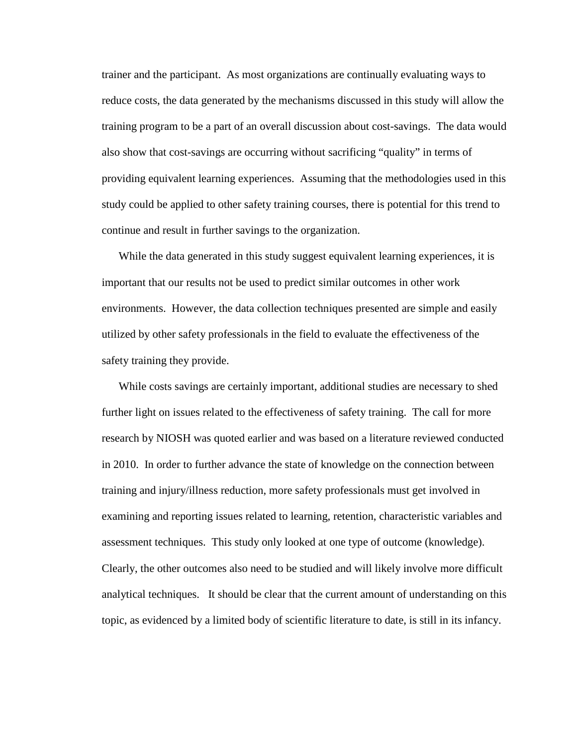trainer and the participant. As most organizations are continually evaluating ways to reduce costs, the data generated by the mechanisms discussed in this study will allow the training program to be a part of an overall discussion about cost-savings. The data would also show that cost-savings are occurring without sacrificing "quality" in terms of providing equivalent learning experiences. Assuming that the methodologies used in this study could be applied to other safety training courses, there is potential for this trend to continue and result in further savings to the organization.

While the data generated in this study suggest equivalent learning experiences, it is important that our results not be used to predict similar outcomes in other work environments. However, the data collection techniques presented are simple and easily utilized by other safety professionals in the field to evaluate the effectiveness of the safety training they provide.

While costs savings are certainly important, additional studies are necessary to shed further light on issues related to the effectiveness of safety training. The call for more research by NIOSH was quoted earlier and was based on a literature reviewed conducted in 2010. In order to further advance the state of knowledge on the connection between training and injury/illness reduction, more safety professionals must get involved in examining and reporting issues related to learning, retention, characteristic variables and assessment techniques. This study only looked at one type of outcome (knowledge). Clearly, the other outcomes also need to be studied and will likely involve more difficult analytical techniques. It should be clear that the current amount of understanding on this topic, as evidenced by a limited body of scientific literature to date, is still in its infancy.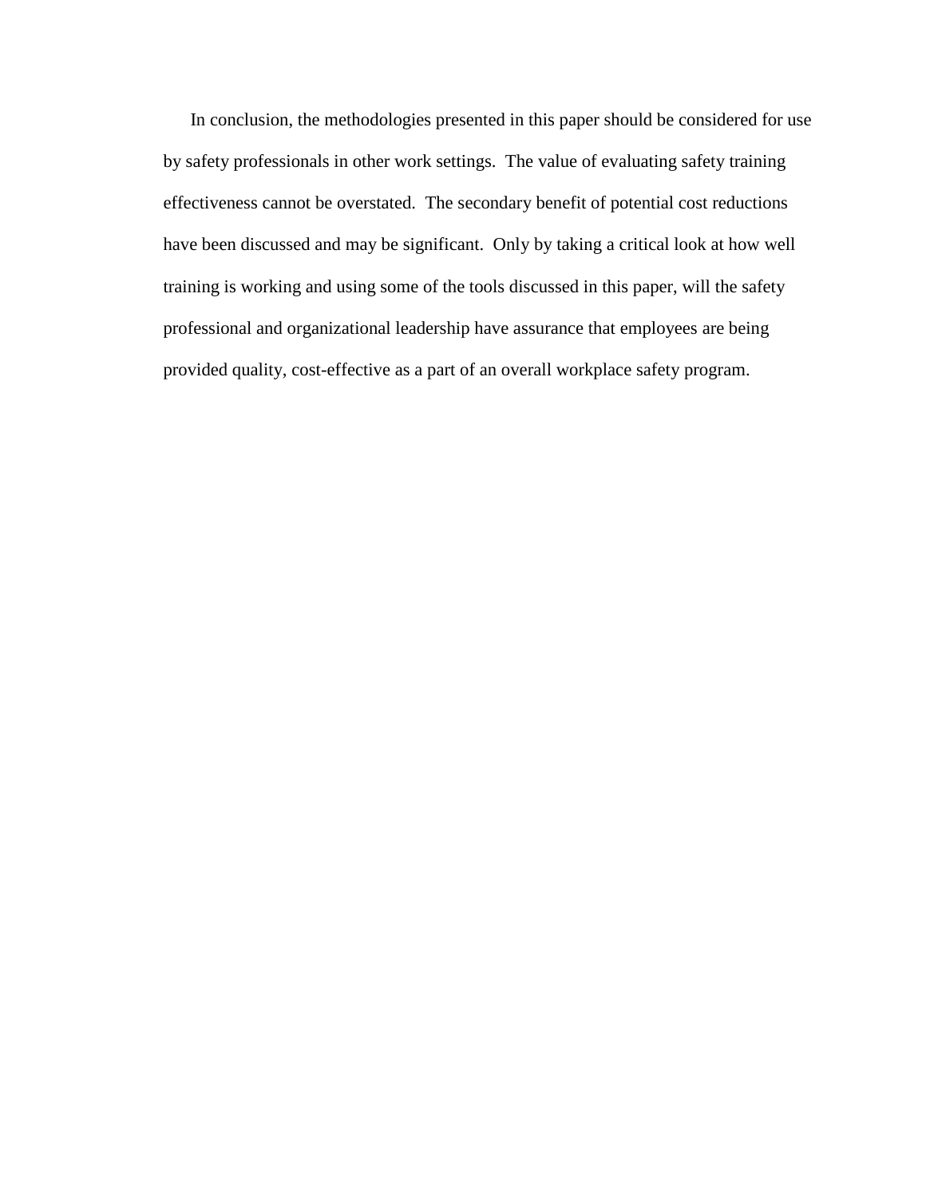In conclusion, the methodologies presented in this paper should be considered for use by safety professionals in other work settings. The value of evaluating safety training effectiveness cannot be overstated. The secondary benefit of potential cost reductions have been discussed and may be significant. Only by taking a critical look at how well training is working and using some of the tools discussed in this paper, will the safety professional and organizational leadership have assurance that employees are being provided quality, cost-effective as a part of an overall workplace safety program.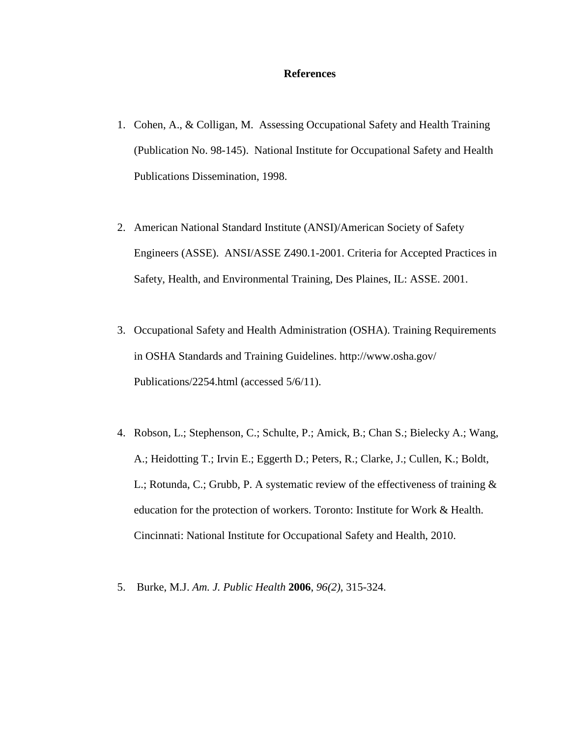# References

1. Cohen, A., & Colligan, M. Assessing Occupational Safety and Health Training (Publication No. 98-145). National Institute for Occupational Safety and Health Publications Dissemination, 1998.

2. American National Standard Institute (ANSI)/American Society of Safety Engineers (ASSE). ANSI/ASSE Z490.1-2001. Criteria for Accepted Practices in Safety, Health, and Environmental Training, Des Plaines, IL: ASSE. 2001.

3. Occupational Safety and Health Administration (OSHA). Training Requirements in OSHA Standards and Training Guidelines. http://www.osha.gov/ Publications/2254.html (accessed 5/6/11).

4. Robson, L.; Stephenson, C.; Schulte, P.; Amick, B.; Chan S.; Bielecky A.; Wang, A.; Heidotting T.; Irvin E.; Eggerth D.; Peters, R.; Clarke, J.; Cullen, K.; Boldt, L.; Rotunda, C.; Grubb, P. A systematic review of the effectiveness of training & education for the protection of workers. Toronto: Institute for Work & Health. Cincinnati: National Institute for Occupational Safety and Health, 2010.

5. Burke, M.J. *Am. J. Public Health* **2006**, *96(2)*, 315-324.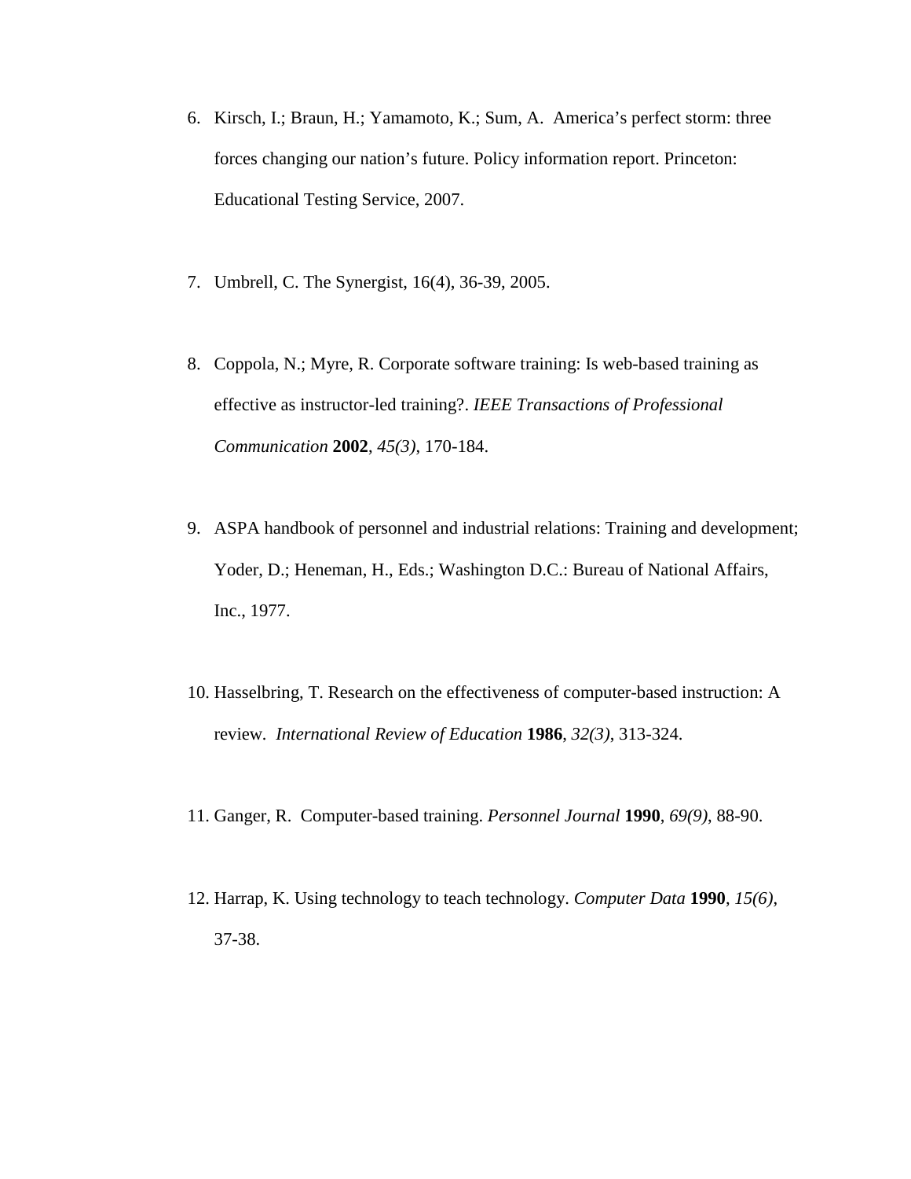6. Kirsch, I.; Braun, H.; Yamamoto, K.; Sum, A. America's perfect storm: three forces changing our nation's future. Policy information report. Princeton: Educational Testing Service, 2007.

7. Umbrell, C. The Synergist, 16(4), 36-39, 2005.

8. Coppola, N.; Myre, R. Corporate software training: Is web-based training as effective as instructor-led training?. *IEEE Transactions of Professional Communication* **2002**, *45(3)*, 170-184.

9. ASPA handbook of personnel and industrial relations: Training and development; Yoder, D.; Heneman, H., Eds.; Washington D.C.: Bureau of National Affairs, Inc., 1977.

10. Hasselbring, T. Research on the effectiveness of computer-based instruction: A review. *International Review of Education* **1986**, *32(3)*, 313-324.

11. Ganger, R. Computer-based training. *Personnel Journal* **1990**, *69(9)*, 88-90.

12. Harrap, K. Using technology to teach technology. *Computer Data* **1990**, *15(6)*, 37-38.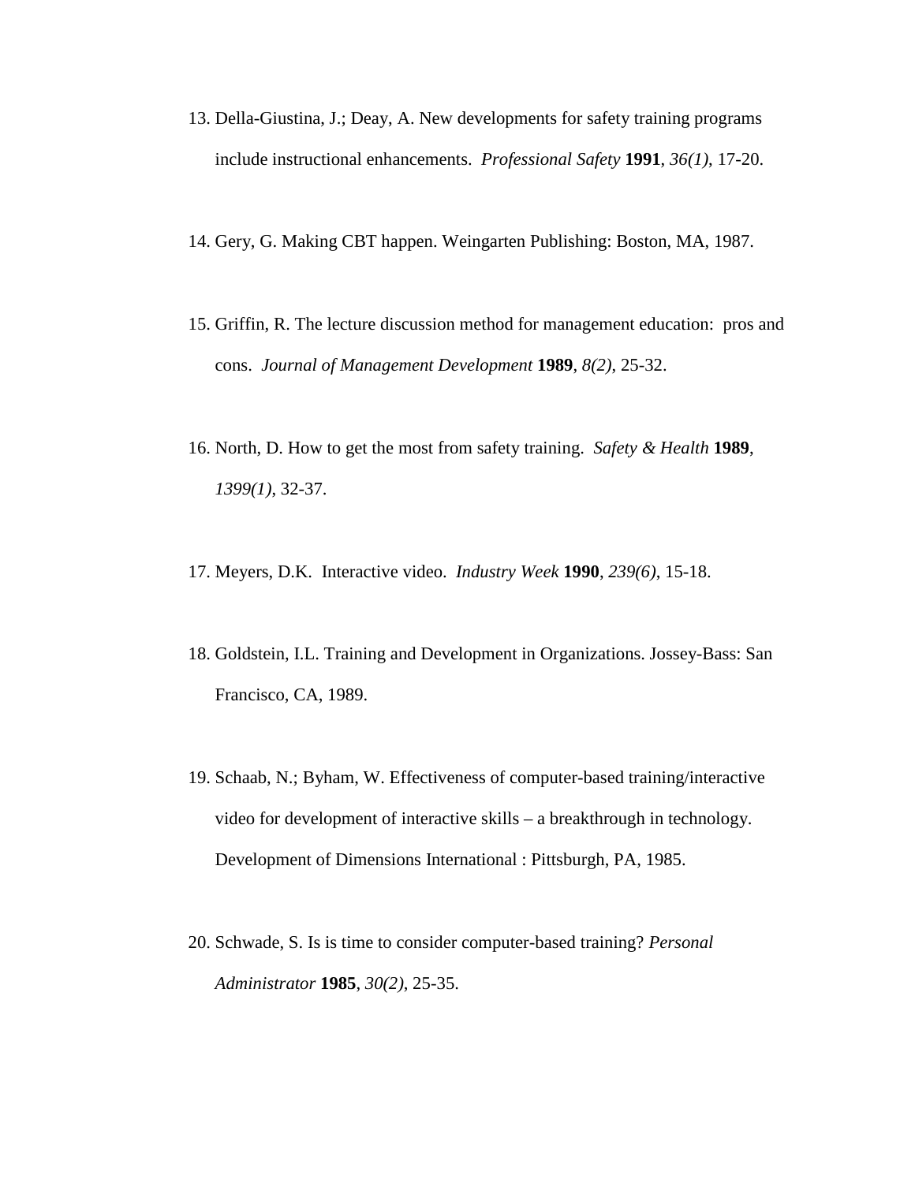13. Della-Giustina, J.; Deay, A. New developments for safety training programs include instructional enhancements. *Professional Safety* **1991**, *36(1)*, 17-20.

14. Gery, G. Making CBT happen. Weingarten Publishing: Boston, MA, 1987.

15. Griffin, R. The lecture discussion method for management education: pros and cons. *Journal of Management Development* **1989**, *8(2)*, 25-32.

16. North, D. How to get the most from safety training. *Safety & Health* **1989**, *1399(1)*, 32-37.

17. Meyers, D.K. Interactive video. *Industry Week* **1990**, *239(6)*, 15-18.

18. Goldstein, I.L. Training and Development in Organizations. Jossey-Bass: San Francisco, CA, 1989.

19. Schaab, N.; Byham, W. Effectiveness of computer-based training/interactive video for development of interactive skills – a breakthrough in technology. Development of Dimensions International : Pittsburgh, PA, 1985.

20. Schwade, S. Is is time to consider computer-based training? *Personal Administrator* **1985**, *30(2)*, 25-35.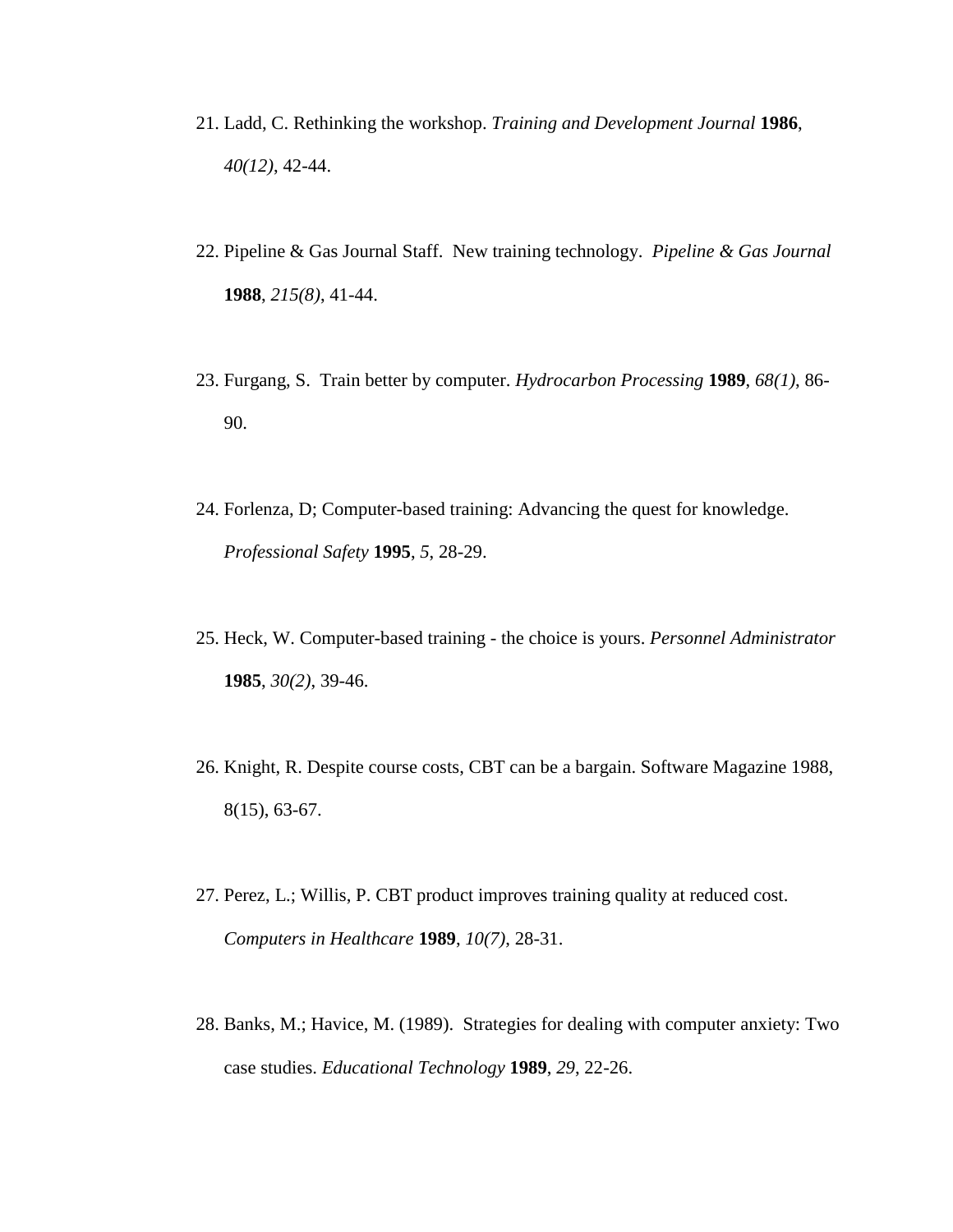21. Ladd, C. Rethinking the workshop. *Training and Development Journal* **1986**, *40(12)*, 42-44.

22. Pipeline & Gas Journal Staff. New training technology. *Pipeline & Gas Journal* **1988**, *215(8)*, 41-44.

23. Furgang, S. Train better by computer. *Hydrocarbon Processing* **1989**, *68(1)*, 86-90.

24. Forlenza, D; Computer-based training: Advancing the quest for knowledge. *Professional Safety* **1995**, *5*, 28-29.

25. Heck, W. Computer-based training - the choice is yours. *Personnel Administrator* **1985**, *30(2)*, 39-46.

26. Knight, R. Despite course costs, CBT can be a bargain. Software Magazine 1988, 8(15), 63-67.

27. Perez, L.; Willis, P. CBT product improves training quality at reduced cost. *Computers in Healthcare* **1989**, *10(7)*, 28-31.

28. Banks, M.; Havice, M. (1989). Strategies for dealing with computer anxiety: Two case studies. *Educational Technology* **1989**, *29*, 22-26.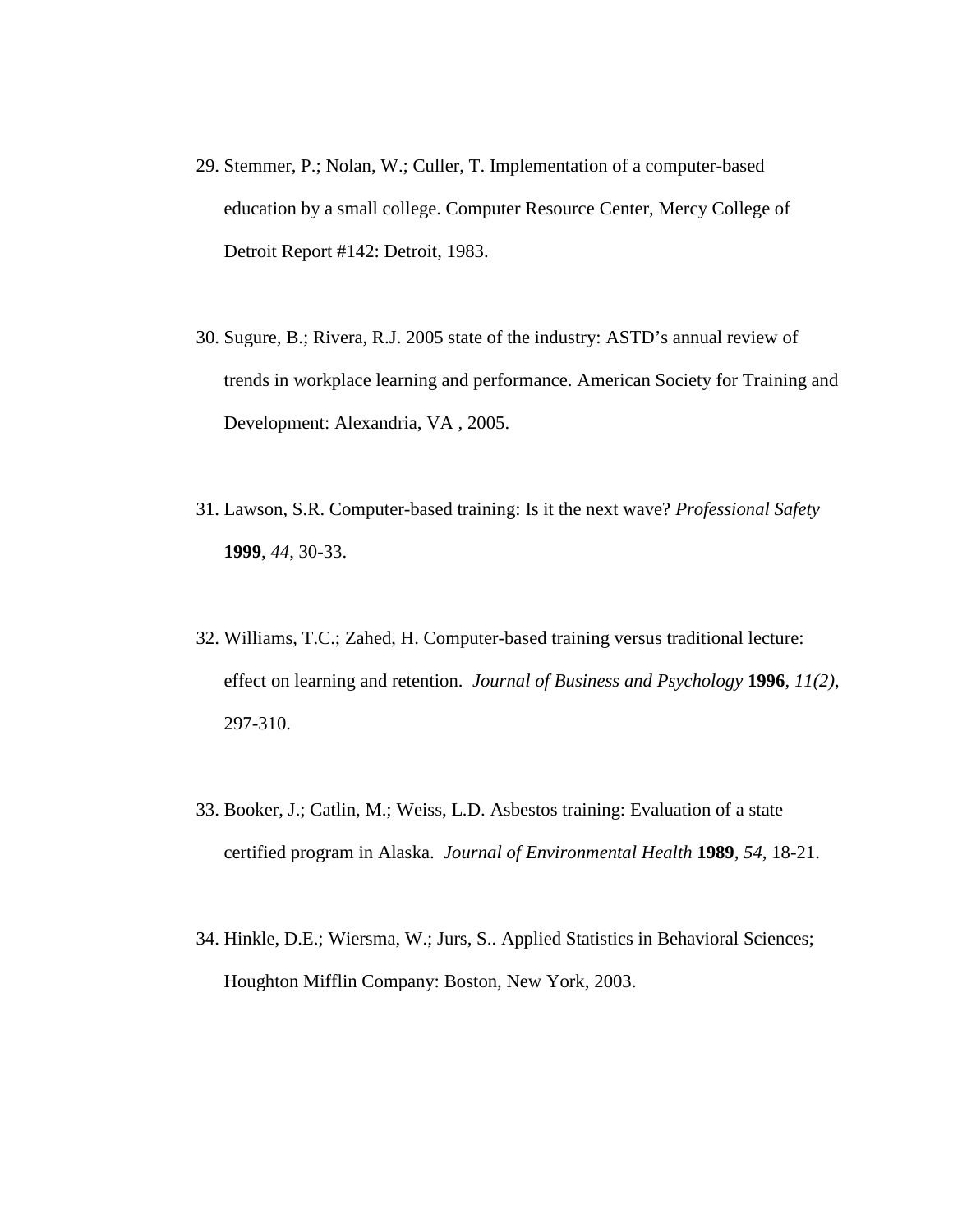29. Stemmer, P.; Nolan, W.; Culler, T. Implementation of a computer-based education by a small college. Computer Resource Center, Mercy College of Detroit Report #142: Detroit, 1983.

30. Sugure, B.; Rivera, R.J. 2005 state of the industry: ASTD's annual review of trends in workplace learning and performance. American Society for Training and Development: Alexandria, VA , 2005.

31. Lawson, S.R. Computer-based training: Is it the next wave? *Professional Safety* **1999**, *44*, 30-33.

32. Williams, T.C.; Zahed, H. Computer-based training versus traditional lecture: effect on learning and retention. *Journal of Business and Psychology* **1996**, *11(2)*, 297-310.

33. Booker, J.; Catlin, M.; Weiss, L.D. Asbestos training: Evaluation of a state certified program in Alaska. *Journal of Environmental Health* **1989**, *54*, 18-21.

34. Hinkle, D.E.; Wiersma, W.; Jurs, S.. Applied Statistics in Behavioral Sciences; Houghton Mifflin Company: Boston, New York, 2003.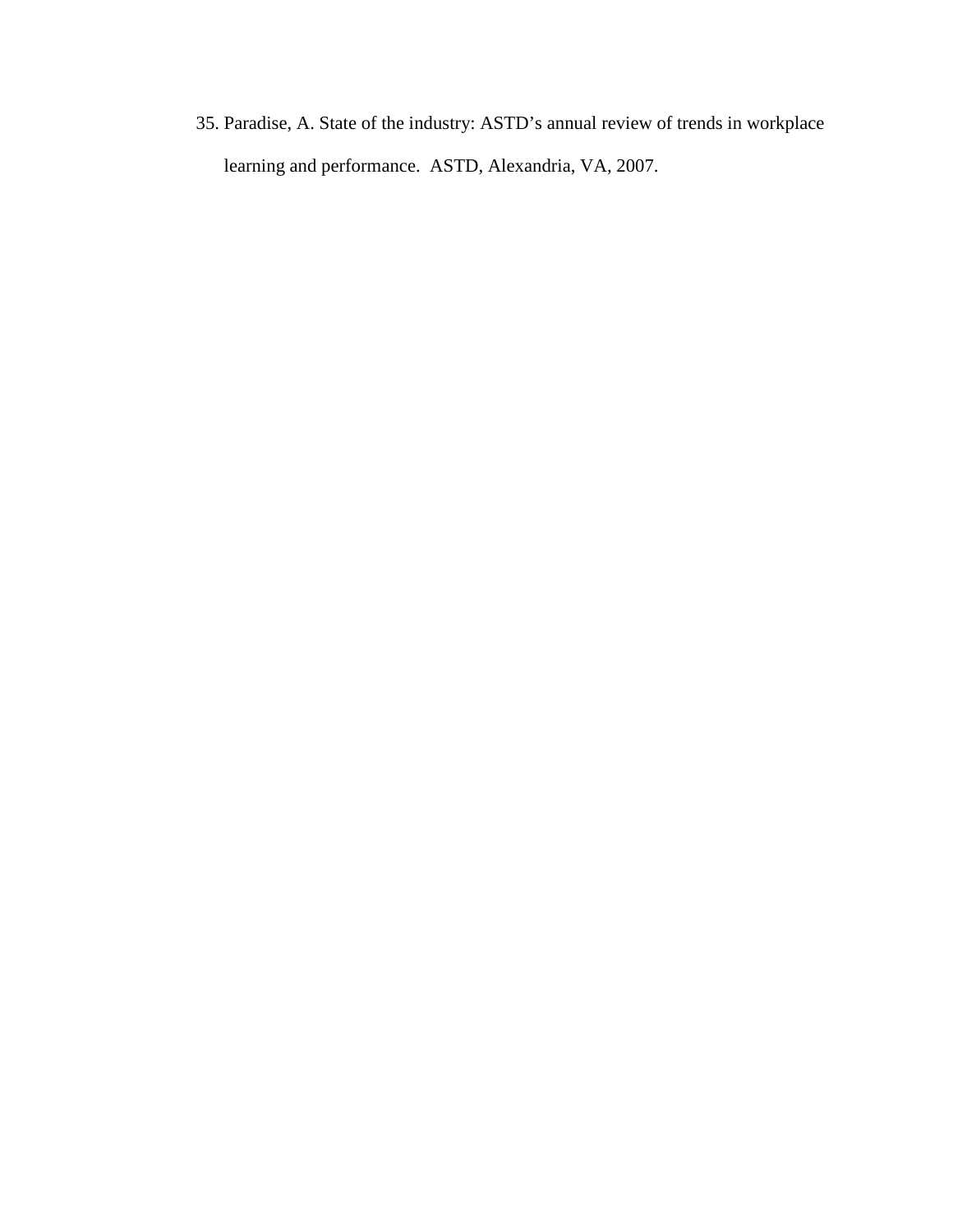35. Paradise, A. State of the industry: ASTD's annual review of trends in workplace learning and performance. ASTD, Alexandria, VA, 2007.